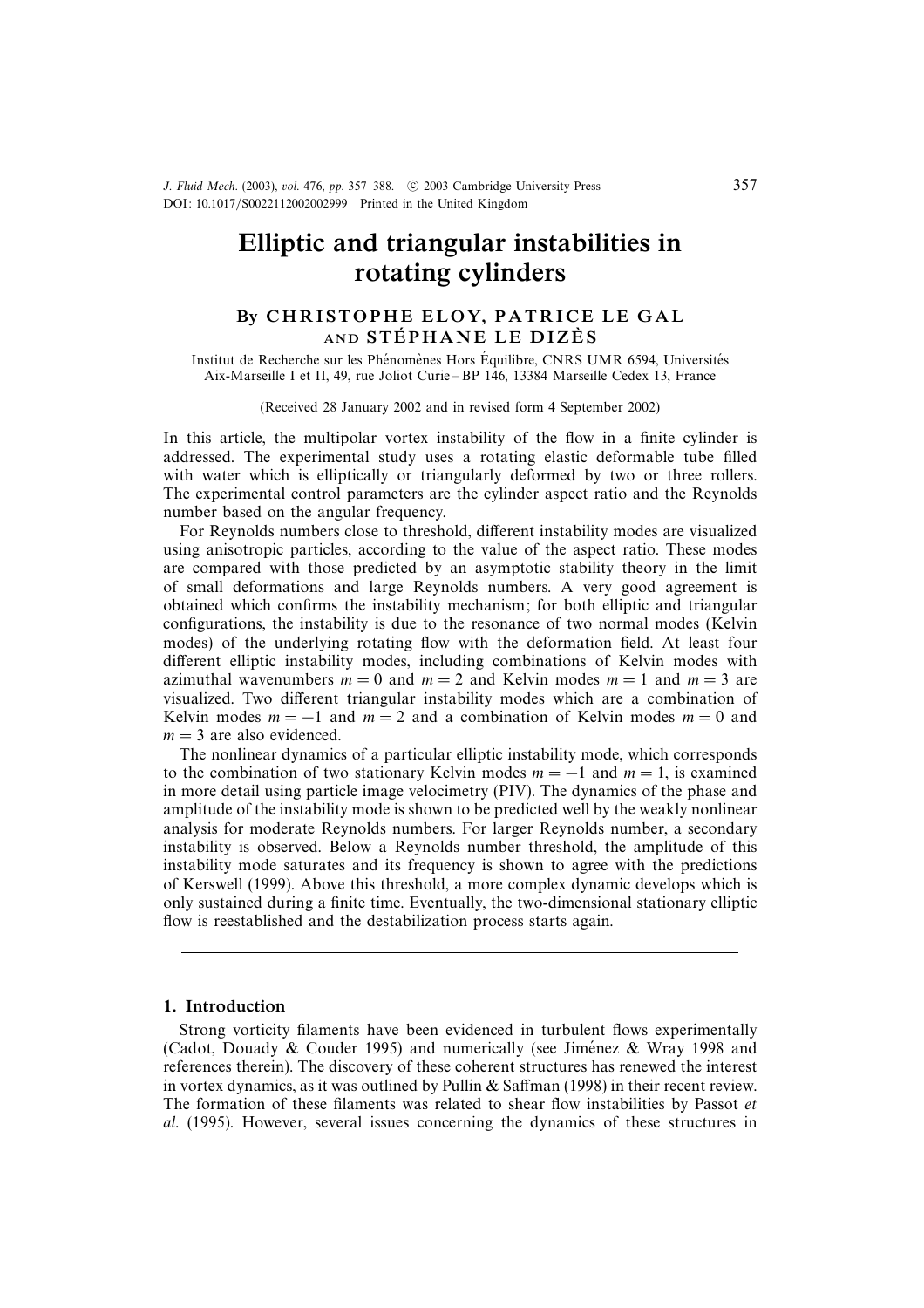# Elliptic and triangular instabilities in rotating cylinders

By **CHRISTOPHE ELOY, PATRICE LE GAL AND STÉPHANE LE DIZÈS**

Institut de Recherche sur les Phénomènes Hors Équilibre, CNRS UMR 6594, Universités Aix-Marseille I et II, 49, rue Joliot Curie – BP 146, 13384 Marseille Cedex 13, France

(Received 28 January 2002 and in revised form 4 September 2002)

In this article, the multipolar vortex instability of the flow in a finite cylinder is addressed. The experimental study uses a rotating elastic deformable tube filled with water which is elliptically or triangularly deformed by two or three rollers. The experimental control parameters are the cylinder aspect ratio and the Reynolds number based on the angular frequency.

For Reynolds numbers close to threshold, different instability modes are visualized using anisotropic particles, according to the value of the aspect ratio. These modes are compared with those predicted by an asymptotic stability theory in the limit of small deformations and large Reynolds numbers. A very good agreement is obtained which confirms the instability mechanism; for both elliptic and triangular configurations, the instability is due to the resonance of two normal modes (Kelvin modes) of the underlying rotating flow with the deformation field. At least four different elliptic instability modes, including combinations of Kelvin modes with azimuthal wavenumbers $m = 0$ and $m = 2$ and Kelvin modes $m = 1$ and $m = 3$ are visualized. Two different triangular instability modes which are a combination of Kelvin modes $m = -1$ and $m = 2$ and a combination of Kelvin modes $m = 0$ and $m = 3$ are also evidenced.

The nonlinear dynamics of a particular elliptic instability mode, which corresponds to the combination of two stationary Kelvin modes $m = -1$ and $m = 1$, is examined in more detail using particle image velocimetry (PIV). The dynamics of the phase and amplitude of the instability mode is shown to be predicted well by the weakly nonlinear analysis for moderate Reynolds numbers. For larger Reynolds number, a secondary instability is observed. Below a Reynolds number threshold, the amplitude of this instability mode saturates and its frequency is shown to agree with the predictions of Kerswell (1999). Above this threshold, a more complex dynamic develops which is only sustained during a finite time. Eventually, the two-dimensional stationary elliptic flow is reestablished and the destabilization process starts again.

## 1. Introduction

Strong vorticity filaments have been evidenced in turbulent flows experimentally (Cadot, Douady & Couder 1995) and numerically (see Jiménez & Wray 1998 and references therein). The discovery of these coherent structures has renewed the interest in vortex dynamics, as it was outlined by Pullin & Saffman (1998) in their recent review. The formation of these filaments was related to shear flow instabilities by Passot *et al.* (1995). However, several issues concerning the dynamics of these structures in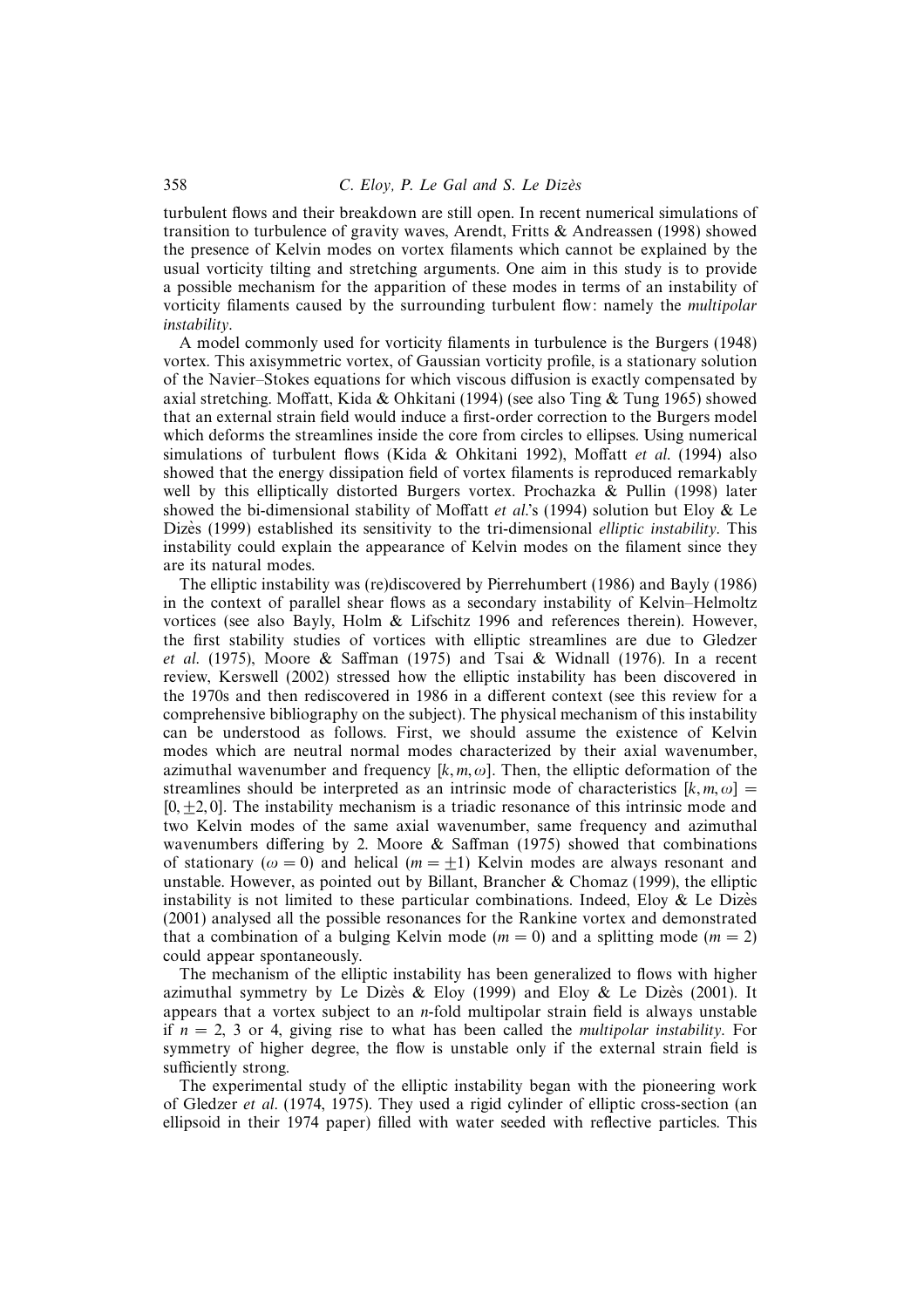turbulent flows and their breakdown are still open. In recent numerical simulations of transition to turbulence of gravity waves, Arendt, Fritts & Andreassen (1998) showed the presence of Kelvin modes on vortex filaments which cannot be explained by the usual vorticity tilting and stretching arguments. One aim in this study is to provide a possible mechanism for the apparition of these modes in terms of an instability of vorticity filaments caused by the surrounding turbulent flow: namely the *multipolar instability*.

A model commonly used for vorticity filaments in turbulence is the Burgers (1948) vortex. This axisymmetric vortex, of Gaussian vorticity profile, is a stationary solution of the Navier–Stokes equations for which viscous diffusion is exactly compensated by axial stretching. Moffatt, Kida & Ohkitani (1994) (see also Ting & Tung 1965) showed that an external strain field would induce a first-order correction to the Burgers model which deforms the streamlines inside the core from circles to ellipses. Using numerical simulations of turbulent flows (Kida & Ohkitani 1992), Moffatt *et al.* (1994) also showed that the energy dissipation field of vortex filaments is reproduced remarkably well by this elliptically distorted Burgers vortex. Prochazka & Pullin (1998) later showed the bi-dimensional stability of Moffatt *et al.*'s (1994) solution but Eloy & Le Dizès (1999) established its sensitivity to the tri-dimensional *elliptic instability*. This instability could explain the appearance of Kelvin modes on the filament since they are its natural modes.

The elliptic instability was (re)discovered by Pierrehumbert (1986) and Bayly (1986) in the context of parallel shear flows as a secondary instability of Kelvin–Helmoltz vortices (see also Bayly, Holm & Lifschitz 1996 and references therein). However, the first stability studies of vortices with elliptic streamlines are due to Gledzer *et al.* (1975), Moore & Saffman (1975) and Tsai & Widnall (1976). In a recent review, Kerswell (2002) stressed how the elliptic instability has been discovered in the 1970s and then rediscovered in 1986 in a different context (see this review for a comprehensive bibliography on the subject). The physical mechanism of this instability can be understood as follows. First, we should assume the existence of Kelvin modes which are neutral normal modes characterized by their axial wavenumber, azimuthal wavenumber and frequency $[k, m, \omega]$. Then, the elliptic deformation of the streamlines should be interpreted as an intrinsic mode of characteristics $[k, m, \omega] = [0, \pm 2, 0]$. The instability mechanism is a triadic resonance of this intrinsic mode and two Kelvin modes of the same axial wavenumber, same frequency and azimuthal wavenumbers differing by 2. Moore & Saffman (1975) showed that combinations of stationary ($\omega = 0$) and helical ($m = \pm 1$) Kelvin modes are always resonant and unstable. However, as pointed out by Billant, Brancher & Chomaz (1999), the elliptic instability is not limited to these particular combinations. Indeed, Eloy & Le Dizès (2001) analysed all the possible resonances for the Rankine vortex and demonstrated that a combination of a bulging Kelvin mode ($m = 0$) and a splitting mode ($m = 2$) could appear spontaneously.

The mechanism of the elliptic instability has been generalized to flows with higher azimuthal symmetry by Le Dizès & Eloy (1999) and Eloy & Le Dizès (2001). It appears that a vortex subject to an $n$-fold multipolar strain field is always unstable if $n = 2$, 3 or 4, giving rise to what has been called the *multipolar instability*. For symmetry of higher degree, the flow is unstable only if the external strain field is sufficiently strong.

The experimental study of the elliptic instability began with the pioneering work of Gledzer *et al.* (1974, 1975). They used a rigid cylinder of elliptic cross-section (an ellipsoid in their 1974 paper) filled with water seeded with reflective particles. This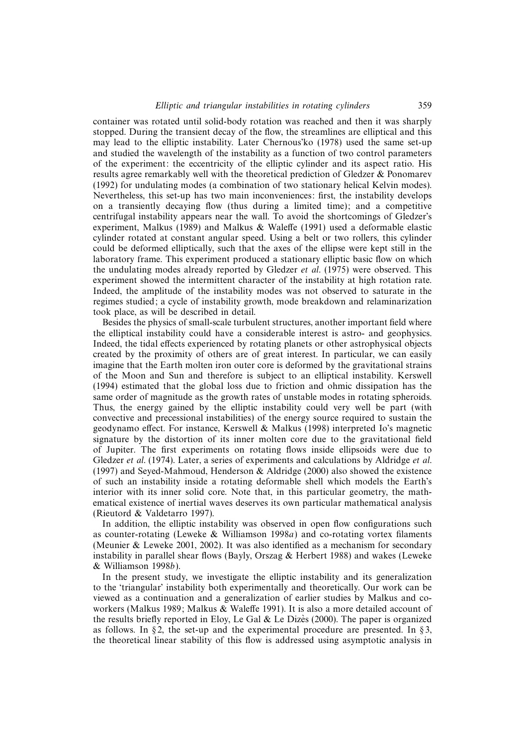container was rotated until solid-body rotation was reached and then it was sharply stopped. During the transient decay of the flow, the streamlines are elliptical and this may lead to the elliptic instability. Later Chernous'ko (1978) used the same set-up and studied the wavelength of the instability as a function of two control parameters of the experiment: the eccentricity of the elliptic cylinder and its aspect ratio. His results agree remarkably well with the theoretical prediction of Gledzer & Ponomarev (1992) for undulating modes (a combination of two stationary helical Kelvin modes). Nevertheless, this set-up has two main inconveniences: first, the instability develops on a transiently decaying flow (thus during a limited time); and a competitive centrifugal instability appears near the wall. To avoid the shortcomings of Gledzer's experiment, Malkus (1989) and Malkus & Waleffe (1991) used a deformable elastic cylinder rotated at constant angular speed. Using a belt or two rollers, this cylinder could be deformed elliptically, such that the axes of the ellipse were kept still in the laboratory frame. This experiment produced a stationary elliptic basic flow on which the undulating modes already reported by Gledzer *et al.* (1975) were observed. This experiment showed the intermittent character of the instability at high rotation rate. Indeed, the amplitude of the instability modes was not observed to saturate in the regimes studied; a cycle of instability growth, mode breakdown and relaminarization took place, as will be described in detail.

Besides the physics of small-scale turbulent structures, another important field where the elliptical instability could have a considerable interest is astro- and geophysics. Indeed, the tidal effects experienced by rotating planets or other astrophysical objects created by the proximity of others are of great interest. In particular, we can easily imagine that the Earth molten iron outer core is deformed by the gravitational strains of the Moon and Sun and therefore is subject to an elliptical instability. Kerswell (1994) estimated that the global loss due to friction and ohmic dissipation has the same order of magnitude as the growth rates of unstable modes in rotating spheroids. Thus, the energy gained by the elliptic instability could very well be part (with convective and precessional instabilities) of the energy source required to sustain the geodynamo effect. For instance, Kerswell & Malkus (1998) interpreted Io's magnetic signature by the distortion of its inner molten core due to the gravitational field of Jupiter. The first experiments on rotating flows inside ellipsoids were due to Gledzer *et al.* (1974). Later, a series of experiments and calculations by Aldridge *et al.* (1997) and Seyed-Mahmoud, Henderson & Aldridge (2000) also showed the existence of such an instability inside a rotating deformable shell which models the Earth's interior with its inner solid core. Note that, in this particular geometry, the mathematical existence of inertial waves deserves its own particular mathematical analysis (Rieutord & Valdetarro 1997).

In addition, the elliptic instability was observed in open flow configurations such as counter-rotating (Leweke & Williamson 1998*a*) and co-rotating vortex filaments (Meunier & Leweke 2001, 2002). It was also identified as a mechanism for secondary instability in parallel shear flows (Bayly, Orszag & Herbert 1988) and wakes (Leweke & Williamson 1998*b*).

In the present study, we investigate the elliptic instability and its generalization to the 'triangular' instability both experimentally and theoretically. Our work can be viewed as a continuation and a generalization of earlier studies by Malkus and coworkers (Malkus 1989; Malkus & Waleffe 1991). It is also a more detailed account of the results briefly reported in Eloy, Le Gal & Le Dizès (2000). The paper is organized as follows. In §2, the set-up and the experimental procedure are presented. In §3, the theoretical linear stability of this flow is addressed using asymptotic analysis in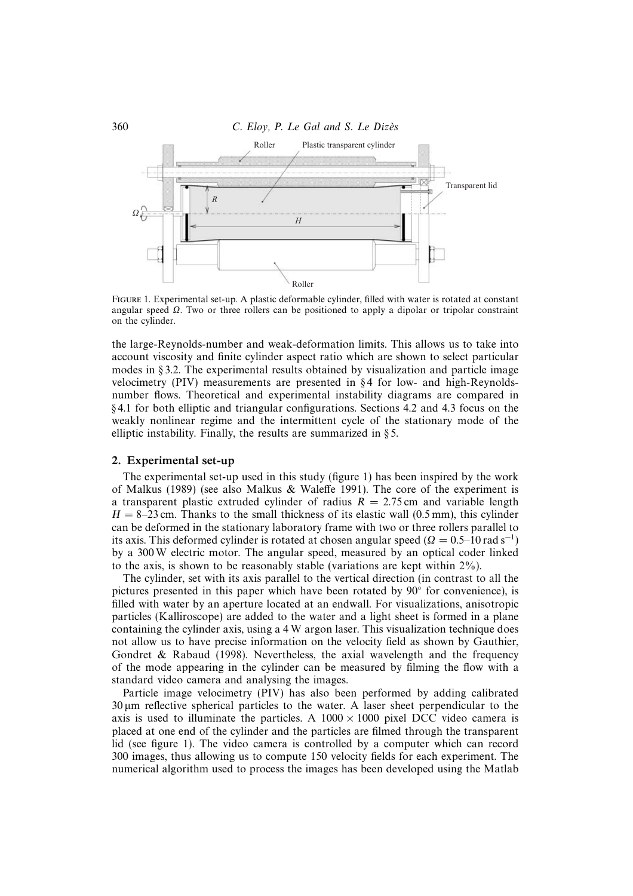Roller

Plastic transparent cylinder

Transparent lid

$R$

$\Omega$

$H$

Roller

Figure 1. Experimental set-up. A plastic deformable cylinder, filled with water is rotated at constant angular speed $\Omega$. Two or three rollers can be positioned to apply a dipolar or tripolar constraint on the cylinder.

the large-Reynolds-number and weak-deformation limits. This allows us to take into account viscosity and finite cylinder aspect ratio which are shown to select particular modes in § 3.2. The experimental results obtained by visualization and particle image velocimetry (PIV) measurements are presented in § 4 for low- and high-Reynolds-number flows. Theoretical and experimental instability diagrams are compared in § 4.1 for both elliptic and triangular configurations. Sections 4.2 and 4.3 focus on the weakly nonlinear regime and the intermittent cycle of the stationary mode of the elliptic instability. Finally, the results are summarized in § 5.

## 2. Experimental set-up

The experimental set-up used in this study (figure 1) has been inspired by the work of Malkus (1989) (see also Malkus & Waleffe 1991). The core of the experiment is a transparent plastic extruded cylinder of radius $R = 2.75$ cm and variable length $H = 8$–$23$ cm. Thanks to the small thickness of its elastic wall (0.5 mm), this cylinder can be deformed in the stationary laboratory frame with two or three rollers parallel to its axis. This deformed cylinder is rotated at chosen angular speed ($\Omega = 0.5$–$10\,\mathrm{rad\,s^{-1}}$) by a 300 W electric motor. The angular speed, measured by an optical coder linked to the axis, is shown to be reasonably stable (variations are kept within 2%).

The cylinder, set with its axis parallel to the vertical direction (in contrast to all the pictures presented in this paper which have been rotated by $90^\circ$ for convenience), is filled with water by an aperture located at an endwall. For visualizations, anisotropic particles (Kalliroscope) are added to the water and a light sheet is formed in a plane containing the cylinder axis, using a 4 W argon laser. This visualization technique does not allow us to have precise information on the velocity field as shown by Gauthier, Gondret & Rabaud (1998). Nevertheless, the axial wavelength and the frequency of the mode appearing in the cylinder can be measured by filming the flow with a standard video camera and analysing the images.

Particle image velocimetry (PIV) has also been performed by adding calibrated $30\,\mu$m reflective spherical particles to the water. A laser sheet perpendicular to the axis is used to illuminate the particles. A $1000 \times 1000$ pixel DCC video camera is placed at one end of the cylinder and the particles are filmed through the transparent lid (see figure 1). The video camera is controlled by a computer which can record 300 images, thus allowing us to compute 150 velocity fields for each experiment. The numerical algorithm used to process the images has been developed using the Matlab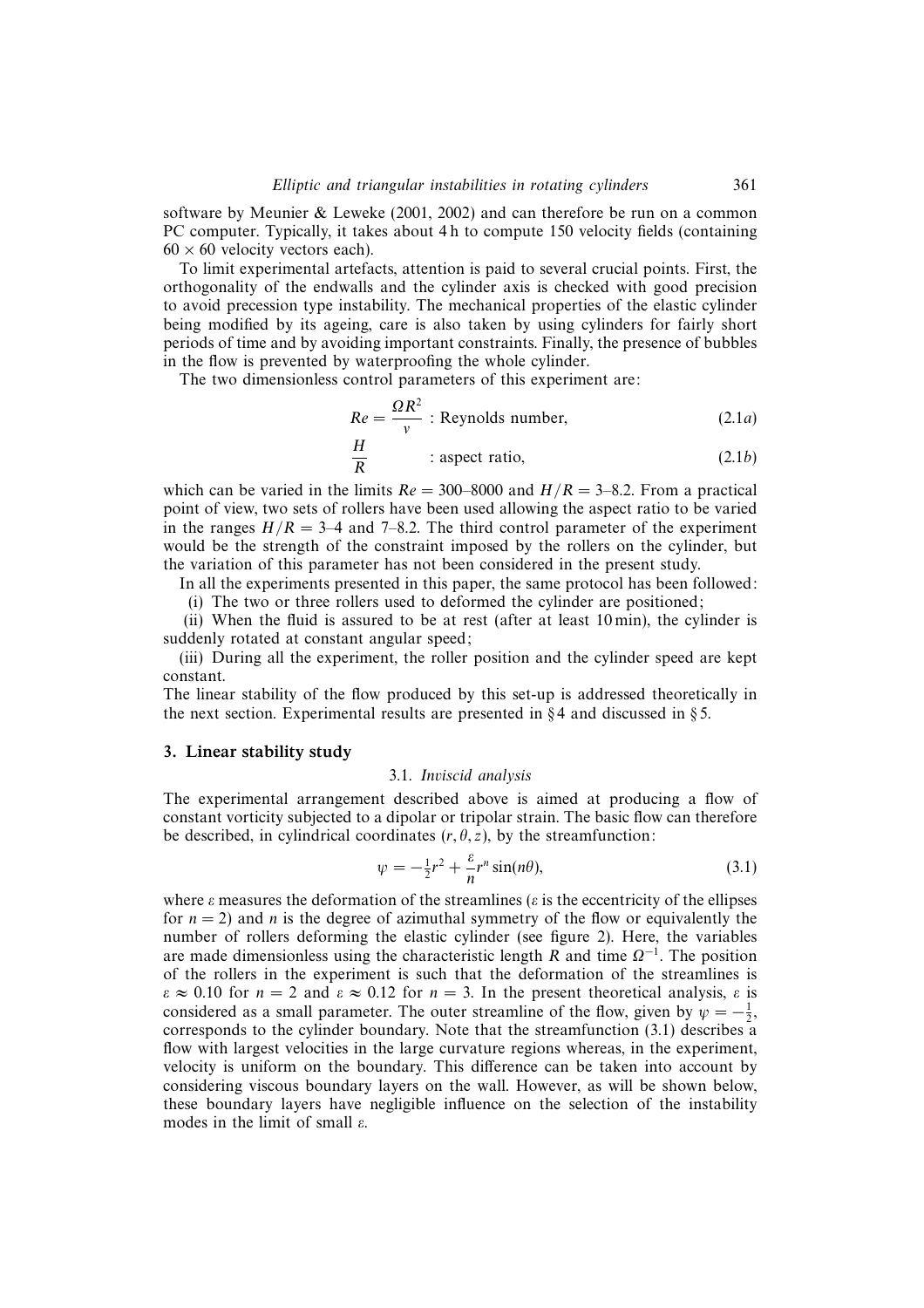software by Meunier & Leweke (2001, 2002) and can therefore be run on a common PC computer. Typically, it takes about 4 h to compute 150 velocity fields (containing $60 \times 60$ velocity vectors each).

To limit experimental artefacts, attention is paid to several crucial points. First, the orthogonality of the endwalls and the cylinder axis is checked with good precision to avoid precession type instability. The mechanical properties of the elastic cylinder being modified by its ageing, care is also taken by using cylinders for fairly short periods of time and by avoiding important constraints. Finally, the presence of bubbles in the flow is prevented by waterproofing the whole cylinder.

The two dimensionless control parameters of this experiment are:

$$Re = \frac{\Omega R^2}{\nu} \text{ : Reynolds number,} \tag{2.1a}$$

$$\frac{H}{R} \text{ : aspect ratio,} \tag{2.1b}$$

which can be varied in the limits $Re = 300$–$8000$ and $H/R = 3$–$8.2$. From a practical point of view, two sets of rollers have been used allowing the aspect ratio to be varied in the ranges $H/R = 3$–$4$ and 7–8.2. The third control parameter of the experiment would be the strength of the constraint imposed by the rollers on the cylinder, but the variation of this parameter has not been considered in the present study.

In all the experiments presented in this paper, the same protocol has been followed:

(i) The two or three rollers used to deformed the cylinder are positioned;

(ii) When the fluid is assured to be at rest (after at least 10 min), the cylinder is suddenly rotated at constant angular speed;

(iii) During all the experiment, the roller position and the cylinder speed are kept constant.

The linear stability of the flow produced by this set-up is addressed theoretically in the next section. Experimental results are presented in § 4 and discussed in § 5.

## 3. Linear stability study

### 3.1. *Inviscid analysis*

The experimental arrangement described above is aimed at producing a flow of constant vorticity subjected to a dipolar or tripolar strain. The basic flow can therefore be described, in cylindrical coordinates $(r, \theta, z)$, by the streamfunction:

$$\psi = -\tfrac{1}{2}r^2 + \frac{\varepsilon}{n} r^n \sin(n\theta), \tag{3.1}$$

where $\varepsilon$ measures the deformation of the streamlines ($\varepsilon$ is the eccentricity of the ellipses for $n = 2$) and $n$ is the degree of azimuthal symmetry of the flow or equivalently the number of rollers deforming the elastic cylinder (see figure 2). Here, the variables are made dimensionless using the characteristic length $R$ and time $\Omega^{-1}$. The position of the rollers in the experiment is such that the deformation of the streamlines is $\varepsilon \approx 0.10$ for $n = 2$ and $\varepsilon \approx 0.12$ for $n = 3$. In the present theoretical analysis, $\varepsilon$ is considered as a small parameter. The outer streamline of the flow, given by $\psi = -\frac{1}{2}$, corresponds to the cylinder boundary. Note that the streamfunction (3.1) describes a flow with largest velocities in the large curvature regions whereas, in the experiment, velocity is uniform on the boundary. This difference can be taken into account by considering viscous boundary layers on the wall. However, as will be shown below, these boundary layers have negligible influence on the selection of the instability modes in the limit of small $\varepsilon$.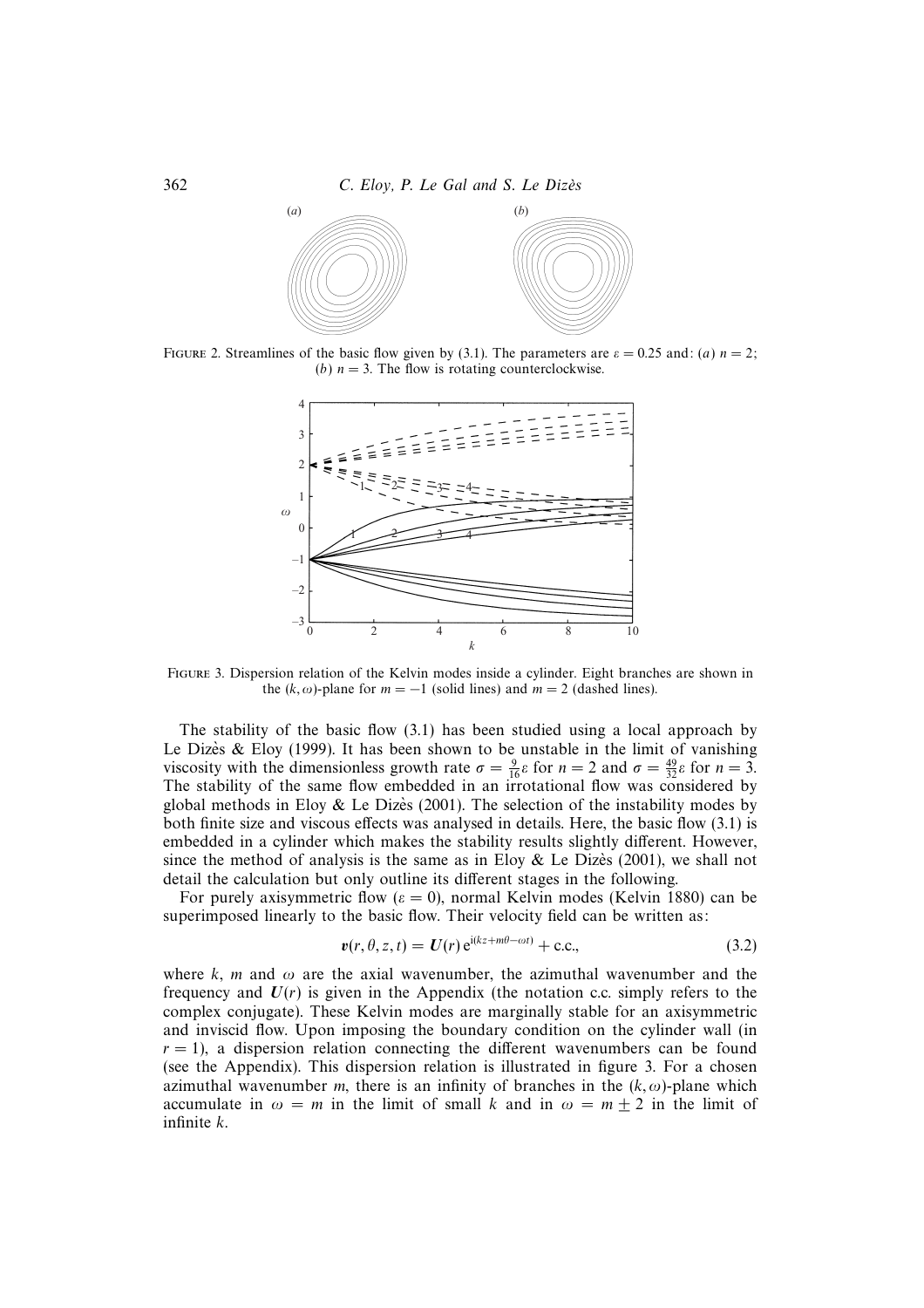(a) (b)

FIGURE 2. Streamlines of the basic flow given by (3.1). The parameters are $\varepsilon = 0.25$ and: (a) $n = 2$; (b) $n = 3$. The flow is rotating counterclockwise.

4
3
2
1
0
−1
−2
−3
$\omega$
0 2 4 6 8 10
$k$
1 2 3 4
1 2 3 4

FIGURE 3. Dispersion relation of the Kelvin modes inside a cylinder. Eight branches are shown in the $(k, \omega)$-plane for $m = -1$ (solid lines) and $m = 2$ (dashed lines).

The stability of the basic flow (3.1) has been studied using a local approach by Le Dizès & Eloy (1999). It has been shown to be unstable in the limit of vanishing viscosity with the dimensionless growth rate $\sigma = \frac{9}{16}\varepsilon$ for $n = 2$ and $\sigma = \frac{49}{32}\varepsilon$ for $n = 3$. The stability of the same flow embedded in an irrotational flow was considered by global methods in Eloy & Le Dizès (2001). The selection of the instability modes by both finite size and viscous effects was analysed in details. Here, the basic flow (3.1) is embedded in a cylinder which makes the stability results slightly different. However, since the method of analysis is the same as in Eloy & Le Dizès (2001), we shall not detail the calculation but only outline its different stages in the following.

For purely axisymmetric flow ($\varepsilon = 0$), normal Kelvin modes (Kelvin 1880) can be superimposed linearly to the basic flow. Their velocity field can be written as:

$$\boldsymbol{v}(r, \theta, z, t) = \boldsymbol{U}(r)\, \mathrm{e}^{\mathrm{i}(kz + m\theta - \omega t)} + \text{c.c.}, \tag{3.2}$$

where $k$, $m$ and $\omega$ are the axial wavenumber, the azimuthal wavenumber and the frequency and $\boldsymbol{U}(r)$ is given in the Appendix (the notation c.c. simply refers to the complex conjugate). These Kelvin modes are marginally stable for an axisymmetric and inviscid flow. Upon imposing the boundary condition on the cylinder wall (in $r = 1$), a dispersion relation connecting the different wavenumbers can be found (see the Appendix). This dispersion relation is illustrated in figure 3. For a chosen azimuthal wavenumber $m$, there is an infinity of branches in the $(k, \omega)$-plane which accumulate in $\omega = m$ in the limit of small $k$ and in $\omega = m \pm 2$ in the limit of infinite $k$.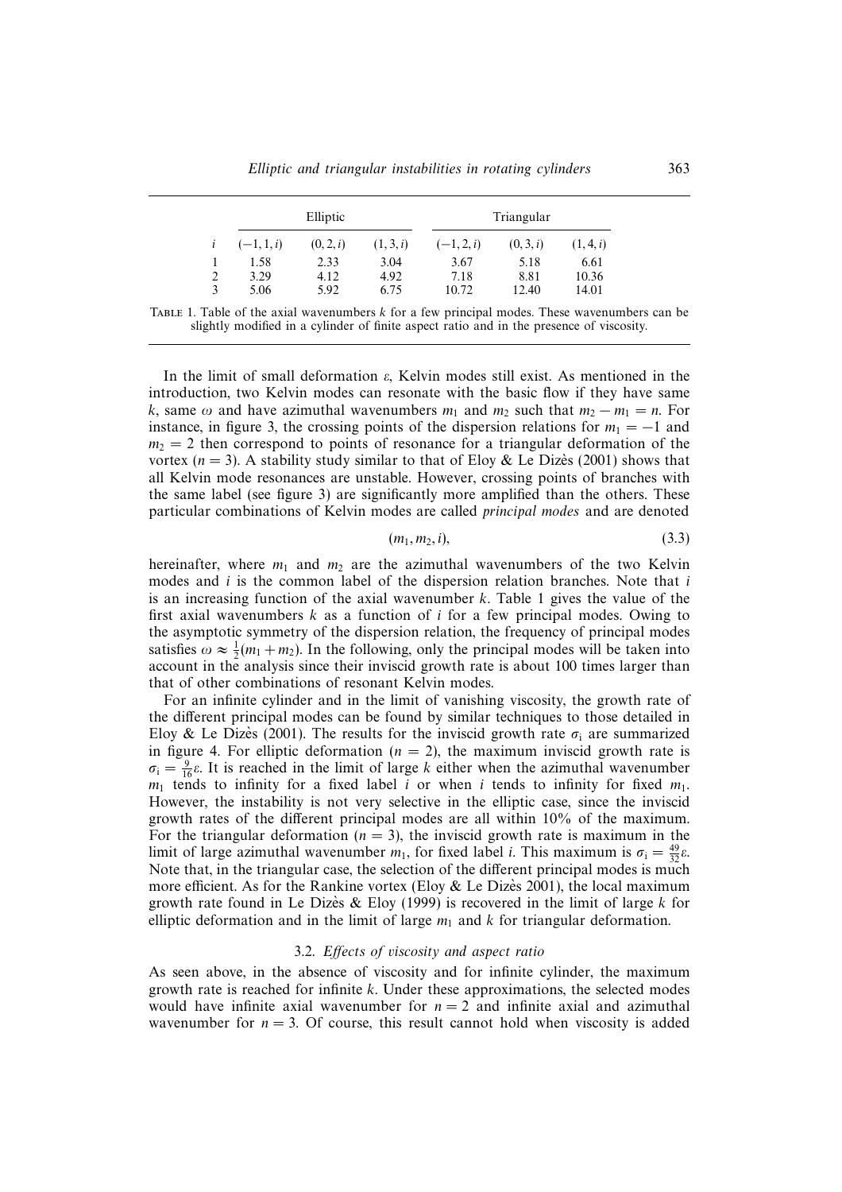|  | Elliptic |  |  | Triangular |  |  |
|---|---|---|---|---|---|---|
| $i$ | $(-1, 1, i)$ | $(0, 2, i)$ | $(1, 3, i)$ | $(-1, 2, i)$ | $(0, 3, i)$ | $(1, 4, i)$ |
| 1 | 1.58 | 2.33 | 3.04 | 3.67 | 5.18 | 6.61 |
| 2 | 3.29 | 4.12 | 4.92 | 7.18 | 8.81 | 10.36 |
| 3 | 5.06 | 5.92 | 6.75 | 10.72 | 12.40 | 14.01 |

TABLE 1. Table of the axial wavenumbers $k$ for a few principal modes. These wavenumbers can be slightly modified in a cylinder of finite aspect ratio and in the presence of viscosity.

In the limit of small deformation $\varepsilon$, Kelvin modes still exist. As mentioned in the introduction, two Kelvin modes can resonate with the basic flow if they have same $k$, same $\omega$ and have azimuthal wavenumbers $m_1$ and $m_2$ such that $m_2 - m_1 = n$. For instance, in figure 3, the crossing points of the dispersion relations for $m_1 = -1$ and $m_2 = 2$ then correspond to points of resonance for a triangular deformation of the vortex ($n = 3$). A stability study similar to that of Eloy & Le Dizès (2001) shows that all Kelvin mode resonances are unstable. However, crossing points of branches with the same label (see figure 3) are significantly more amplified than the others. These particular combinations of Kelvin modes are called *principal modes* and are denoted

$$(m_1, m_2, i), \tag{3.3}$$

hereinafter, where $m_1$ and $m_2$ are the azimuthal wavenumbers of the two Kelvin modes and $i$ is the common label of the dispersion relation branches. Note that $i$ is an increasing function of the axial wavenumber $k$. Table 1 gives the value of the first axial wavenumbers $k$ as a function of $i$ for a few principal modes. Owing to the asymptotic symmetry of the dispersion relation, the frequency of principal modes satisfies $\omega \approx \frac{1}{2}(m_1 + m_2)$. In the following, only the principal modes will be taken into account in the analysis since their inviscid growth rate is about 100 times larger than that of other combinations of resonant Kelvin modes.

For an infinite cylinder and in the limit of vanishing viscosity, the growth rate of the different principal modes can be found by similar techniques to those detailed in Eloy & Le Dizès (2001). The results for the inviscid growth rate $\sigma_i$ are summarized in figure 4. For elliptic deformation ($n = 2$), the maximum inviscid growth rate is $\sigma_i = \frac{9}{16}\varepsilon$. It is reached in the limit of large $k$ either when the azimuthal wavenumber $m_1$ tends to infinity for a fixed label $i$ or when $i$ tends to infinity for fixed $m_1$. However, the instability is not very selective in the elliptic case, since the inviscid growth rates of the different principal modes are all within 10% of the maximum. For the triangular deformation ($n = 3$), the inviscid growth rate is maximum in the limit of large azimuthal wavenumber $m_1$, for fixed label $i$. This maximum is $\sigma_i = \frac{49}{32}\varepsilon$. Note that, in the triangular case, the selection of the different principal modes is much more efficient. As for the Rankine vortex (Eloy & Le Dizès 2001), the local maximum growth rate found in Le Dizès & Eloy (1999) is recovered in the limit of large $k$ for elliptic deformation and in the limit of large $m_1$ and $k$ for triangular deformation.

### 3.2. *Effects of viscosity and aspect ratio*

As seen above, in the absence of viscosity and for infinite cylinder, the maximum growth rate is reached for infinite $k$. Under these approximations, the selected modes would have infinite axial wavenumber for $n = 2$ and infinite axial and azimuthal wavenumber for $n = 3$. Of course, this result cannot hold when viscosity is added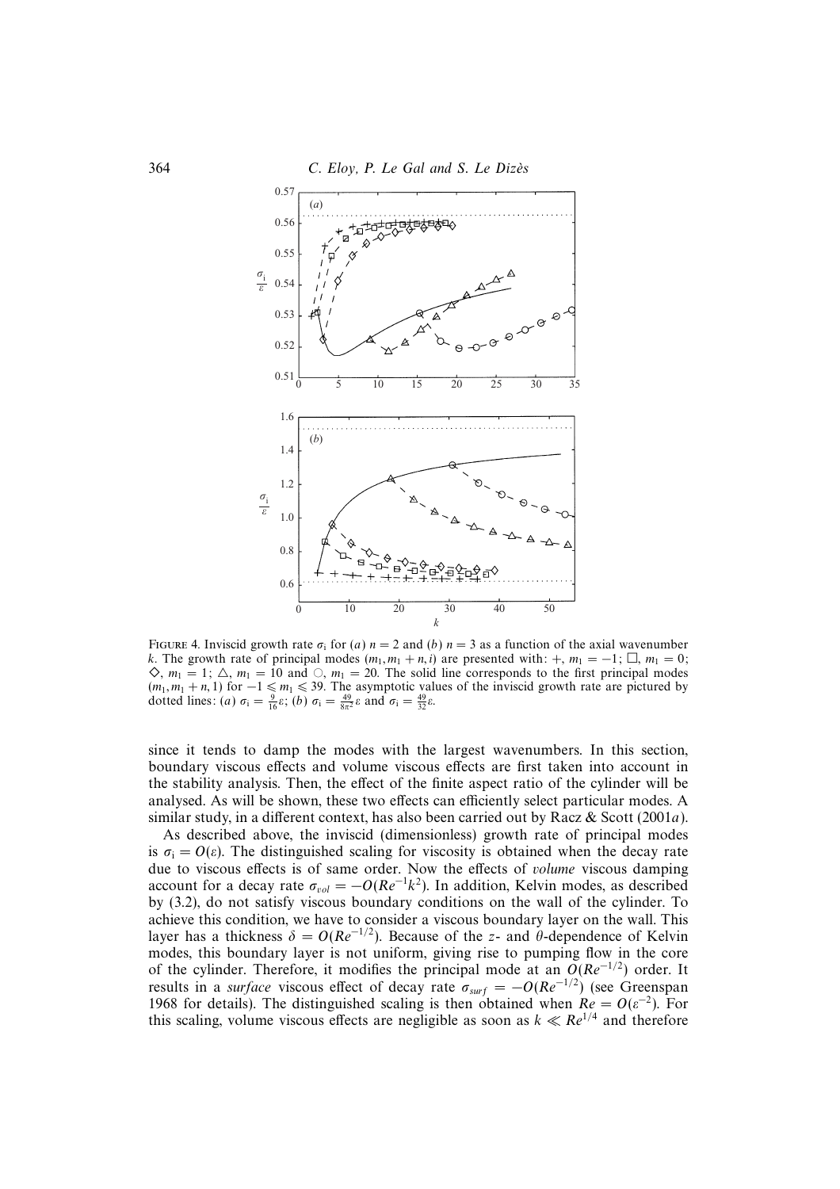(a)

0.57
0.56
0.55
0.54
0.53
0.52
0.51

$\frac{\sigma_i}{\varepsilon}$

0 5 10 15 20 25 30 35

(b)

1.6
1.4
1.2
1.0
0.8
0.6

$\frac{\sigma_i}{\varepsilon}$

0 10 20 30 40 50

$k$

FIGURE 4. Inviscid growth rate $\sigma_i$ for (a) $n = 2$ and (b) $n = 3$ as a function of the axial wavenumber $k$. The growth rate of principal modes $(m_1, m_1 + n, i)$ are presented with: +, $m_1 = -1$; $\square$, $m_1 = 0$; $\diamond$, $m_1 = 1$; $\triangle$, $m_1 = 10$ and $\circ$, $m_1 = 20$. The solid line corresponds to the first principal modes $(m_1, m_1 + n, 1)$ for $-1 \leqslant m_1 \leqslant 39$. The asymptotic values of the inviscid growth rate are pictured by dotted lines: (a) $\sigma_i = \frac{9}{16}\varepsilon$; (b) $\sigma_i = \frac{49}{8\pi^2}\varepsilon$ and $\sigma_i = \frac{49}{32}\varepsilon$.

since it tends to damp the modes with the largest wavenumbers. In this section, boundary viscous effects and volume viscous effects are first taken into account in the stability analysis. Then, the effect of the finite aspect ratio of the cylinder will be analysed. As will be shown, these two effects can efficiently select particular modes. A similar study, in a different context, has also been carried out by Racz & Scott (2001*a*).

As described above, the inviscid (dimensionless) growth rate of principal modes is $\sigma_i = O(\varepsilon)$. The distinguished scaling for viscosity is obtained when the decay rate due to viscous effects is of same order. Now the effects of *volume* viscous damping account for a decay rate $\sigma_{vol} = -O(Re^{-1}k^2)$. In addition, Kelvin modes, as described by (3.2), do not satisfy viscous boundary conditions on the wall of the cylinder. To achieve this condition, we have to consider a viscous boundary layer on the wall. This layer has a thickness $\delta = O(Re^{-1/2})$. Because of the $z$- and $\theta$-dependence of Kelvin modes, this boundary layer is not uniform, giving rise to pumping flow in the core of the cylinder. Therefore, it modifies the principal mode at an $O(Re^{-1/2})$ order. It results in a *surface* viscous effect of decay rate $\sigma_{surf} = -O(Re^{-1/2})$ (see Greenspan 1968 for details). The distinguished scaling is then obtained when $Re = O(\varepsilon^{-2})$. For this scaling, volume viscous effects are negligible as soon as $k \ll Re^{1/4}$ and therefore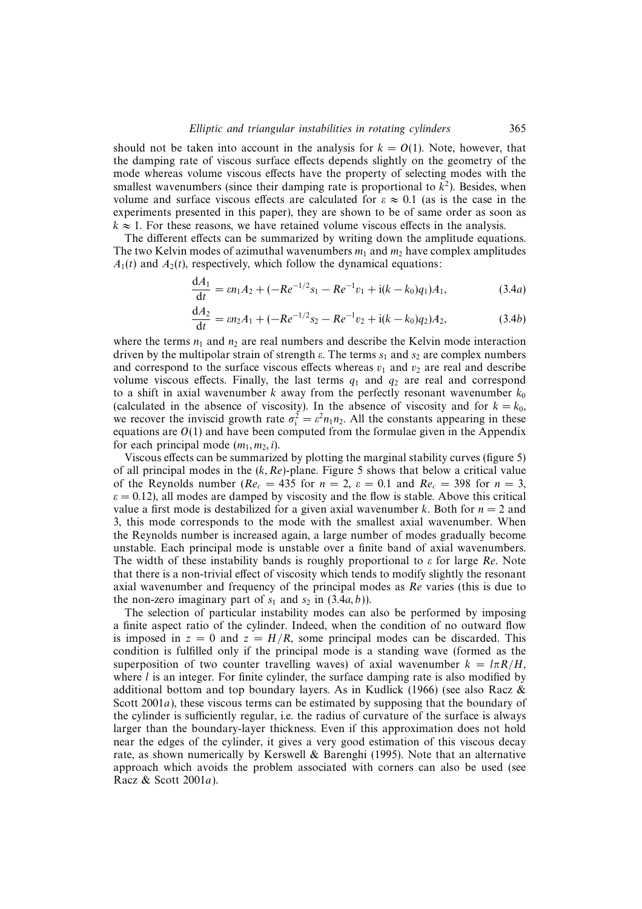should not be taken into account in the analysis for $k = O(1)$. Note, however, that the damping rate of viscous surface effects depends slightly on the geometry of the mode whereas volume viscous effects have the property of selecting modes with the smallest wavenumbers (since their damping rate is proportional to $k^2$). Besides, when volume and surface viscous effects are calculated for $\varepsilon \approx 0.1$ (as is the case in the experiments presented in this paper), they are shown to be of same order as soon as $k \approx 1$. For these reasons, we have retained volume viscous effects in the analysis.

The different effects can be summarized by writing down the amplitude equations. The two Kelvin modes of azimuthal wavenumbers $m_1$ and $m_2$ have complex amplitudes $A_1(t)$ and $A_2(t)$, respectively, which follow the dynamical equations:

$$\frac{\mathrm{d}A_1}{\mathrm{d}t} = \varepsilon n_1 A_2 + (-Re^{-1/2}s_1 - Re^{-1}v_1 + \mathrm{i}(k - k_0)q_1)A_1, \tag{3.4a}$$

$$\frac{\mathrm{d}A_2}{\mathrm{d}t} = \varepsilon n_2 A_1 + (-Re^{-1/2}s_2 - Re^{-1}v_2 + \mathrm{i}(k - k_0)q_2)A_2, \tag{3.4b}$$

where the terms $n_1$ and $n_2$ are real numbers and describe the Kelvin mode interaction driven by the multipolar strain of strength $\varepsilon$. The terms $s_1$ and $s_2$ are complex numbers and correspond to the surface viscous effects whereas $v_1$ and $v_2$ are real and describe volume viscous effects. Finally, the last terms $q_1$ and $q_2$ are real and correspond to a shift in axial wavenumber $k$ away from the perfectly resonant wavenumber $k_0$ (calculated in the absence of viscosity). In the absence of viscosity and for $k = k_0$, we recover the inviscid growth rate $\sigma_i^2 = \varepsilon^2 n_1 n_2$. All the constants appearing in these equations are $O(1)$ and have been computed from the formulae given in the Appendix for each principal mode $(m_1, m_2, i)$.

Viscous effects can be summarized by plotting the marginal stability curves (figure 5) of all principal modes in the $(k, Re)$-plane. Figure 5 shows that below a critical value of the Reynolds number ($Re_c = 435$ for $n = 2$, $\varepsilon = 0.1$ and $Re_c = 398$ for $n = 3$, $\varepsilon = 0.12$), all modes are damped by viscosity and the flow is stable. Above this critical value a first mode is destabilized for a given axial wavenumber $k$. Both for $n = 2$ and 3, this mode corresponds to the mode with the smallest axial wavenumber. When the Reynolds number is increased again, a large number of modes gradually become unstable. Each principal mode is unstable over a finite band of axial wavenumbers. The width of these instability bands is roughly proportional to $\varepsilon$ for large $Re$. Note that there is a non-trivial effect of viscosity which tends to modify slightly the resonant axial wavenumber and frequency of the principal modes as $Re$ varies (this is due to the non-zero imaginary part of $s_1$ and $s_2$ in (3.4*a*, *b*)).

The selection of particular instability modes can also be performed by imposing a finite aspect ratio of the cylinder. Indeed, when the condition of no outward flow is imposed in $z = 0$ and $z = H/R$, some principal modes can be discarded. This condition is fulfilled only if the principal mode is a standing wave (formed as the superposition of two counter travelling waves) of axial wavenumber $k = l\pi R/H$, where $l$ is an integer. For finite cylinder, the surface damping rate is also modified by additional bottom and top boundary layers. As in Kudlick (1966) (see also Racz & Scott 2001*a*), these viscous terms can be estimated by supposing that the boundary of the cylinder is sufficiently regular, i.e. the radius of curvature of the surface is always larger than the boundary-layer thickness. Even if this approximation does not hold near the edges of the cylinder, it gives a very good estimation of this viscous decay rate, as shown numerically by Kerswell & Barenghi (1995). Note that an alternative approach which avoids the problem associated with corners can also be used (see Racz & Scott 2001*a*).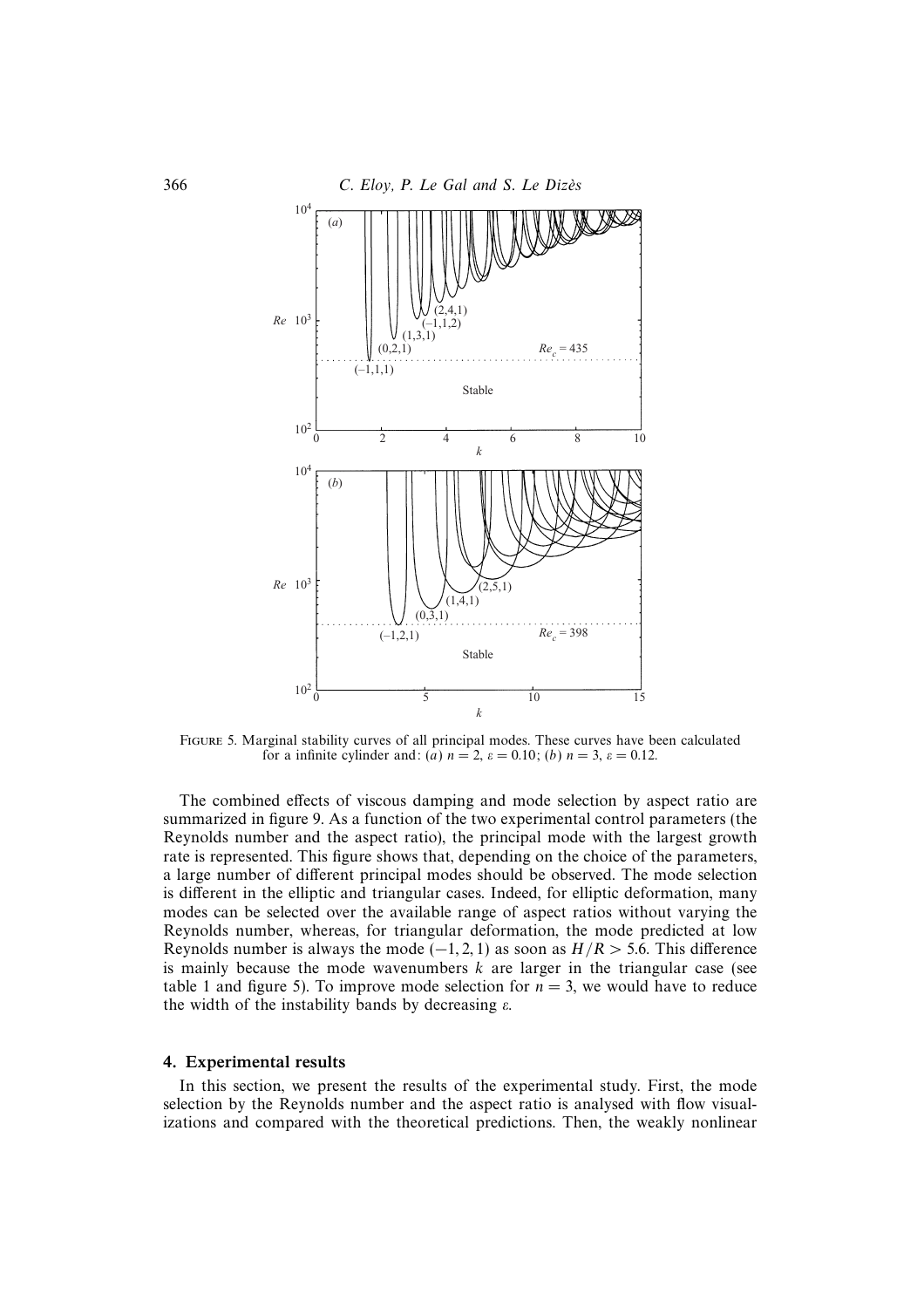(a)

$10^4$

Re $10^3$

$10^2$

0 2 4 6 8 10

k

(2,4,1)
(−1,1,2)
(1,3,1)
(0,2,1)
(−1,1,1)

$Re_c = 435$

Stable

(b)

$10^4$

Re $10^3$

$10^2$

0 5 10 15

k

(2,5,1)
(1,4,1)
(0,3,1)
(−1,2,1)

$Re_c = 398$

Stable

FIGURE 5. Marginal stability curves of all principal modes. These curves have been calculated for a infinite cylinder and: (a) $n = 2$, $\varepsilon = 0.10$; (b) $n = 3$, $\varepsilon = 0.12$.

The combined effects of viscous damping and mode selection by aspect ratio are summarized in figure 9. As a function of the two experimental control parameters (the Reynolds number and the aspect ratio), the principal mode with the largest growth rate is represented. This figure shows that, depending on the choice of the parameters, a large number of different principal modes should be observed. The mode selection is different in the elliptic and triangular cases. Indeed, for elliptic deformation, many modes can be selected over the available range of aspect ratios without varying the Reynolds number, whereas, for triangular deformation, the mode predicted at low Reynolds number is always the mode $(-1, 2, 1)$ as soon as $H/R > 5.6$. This difference is mainly because the mode wavenumbers $k$ are larger in the triangular case (see table 1 and figure 5). To improve mode selection for $n = 3$, we would have to reduce the width of the instability bands by decreasing $\varepsilon$.

## 4. Experimental results

In this section, we present the results of the experimental study. First, the mode selection by the Reynolds number and the aspect ratio is analysed with flow visualizations and compared with the theoretical predictions. Then, the weakly nonlinear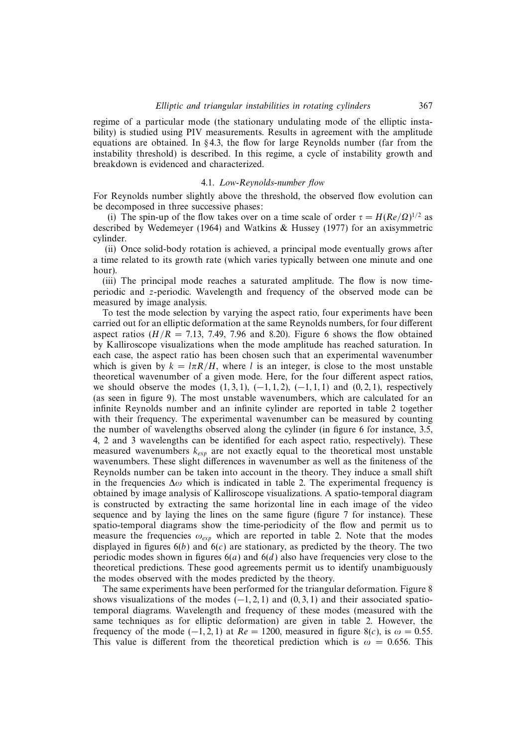regime of a particular mode (the stationary undulating mode of the elliptic instability) is studied using PIV measurements. Results in agreement with the amplitude equations are obtained. In §4.3, the flow for large Reynolds number (far from the instability threshold) is described. In this regime, a cycle of instability growth and breakdown is evidenced and characterized.

### 4.1. *Low-Reynolds-number flow*

For Reynolds number slightly above the threshold, the observed flow evolution can be decomposed in three successive phases:

(i) The spin-up of the flow takes over on a time scale of order $\tau = H(Re/\Omega)^{1/2}$ as described by Wedemeyer (1964) and Watkins & Hussey (1977) for an axisymmetric cylinder.

(ii) Once solid-body rotation is achieved, a principal mode eventually grows after a time related to its growth rate (which varies typically between one minute and one hour).

(iii) The principal mode reaches a saturated amplitude. The flow is now time-periodic and $z$-periodic. Wavelength and frequency of the observed mode can be measured by image analysis.

To test the mode selection by varying the aspect ratio, four experiments have been carried out for an elliptic deformation at the same Reynolds numbers, for four different aspect ratios ($H/R = 7.13$, 7.49, 7.96 and 8.20). Figure 6 shows the flow obtained by Kalliroscope visualizations when the mode amplitude has reached saturation. In each case, the aspect ratio has been chosen such that an experimental wavenumber which is given by $k = l\pi R/H$, where $l$ is an integer, is close to the most unstable theoretical wavenumber of a given mode. Here, for the four different aspect ratios, we should observe the modes $(1, 3, 1)$, $(-1, 1, 2)$, $(-1, 1, 1)$ and $(0, 2, 1)$, respectively (as seen in figure 9). The most unstable wavenumbers, which are calculated for an infinite Reynolds number and an infinite cylinder are reported in table 2 together with their frequency. The experimental wavenumber can be measured by counting the number of wavelengths observed along the cylinder (in figure 6 for instance, 3.5, 4, 2 and 3 wavelengths can be identified for each aspect ratio, respectively). These measured wavenumbers $k_{exp}$ are not exactly equal to the theoretical most unstable wavenumbers. These slight differences in wavenumber as well as the finiteness of the Reynolds number can be taken into account in the theory. They induce a small shift in the frequencies $\Delta\omega$ which is indicated in table 2. The experimental frequency is obtained by image analysis of Kalliroscope visualizations. A spatio-temporal diagram is constructed by extracting the same horizontal line in each image of the video sequence and by laying the lines on the same figure (figure 7 for instance). These spatio-temporal diagrams show the time-periodicity of the flow and permit us to measure the frequencies $\omega_{exp}$ which are reported in table 2. Note that the modes displayed in figures 6(*b*) and 6(*c*) are stationary, as predicted by the theory. The two periodic modes shown in figures 6(*a*) and 6(*d*) also have frequencies very close to the theoretical predictions. These good agreements permit us to identify unambiguously the modes observed with the modes predicted by the theory.

The same experiments have been performed for the triangular deformation. Figure 8 shows visualizations of the modes $(-1, 2, 1)$ and $(0, 3, 1)$ and their associated spatio-temporal diagrams. Wavelength and frequency of these modes (measured with the same techniques as for elliptic deformation) are given in table 2. However, the frequency of the mode $(-1, 2, 1)$ at $Re = 1200$, measured in figure 8(*c*), is $\omega = 0.55$. This value is different from the theoretical prediction which is $\omega = 0.656$. This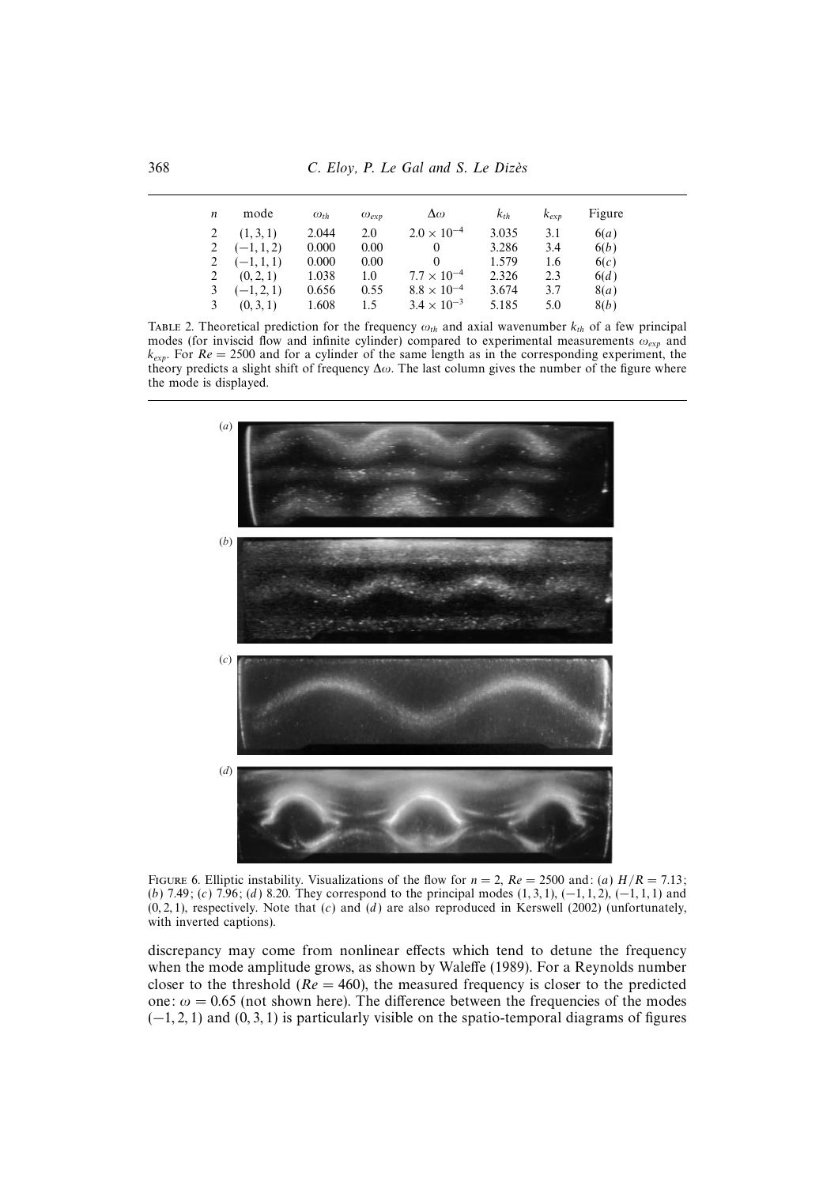| $n$ | mode | $\omega_{th}$ | $\omega_{exp}$ | $\Delta\omega$ | $k_{th}$ | $k_{exp}$ | Figure |
|---|---|---|---|---|---|---|---|
| 2 | $(1, 3, 1)$ | 2.044 | 2.0 | $2.0 \times 10^{-4}$ | 3.035 | 3.1 | 6(*a*) |
| 2 | $(-1, 1, 2)$ | 0.000 | 0.00 | 0 | 3.286 | 3.4 | 6(*b*) |
| 2 | $(-1, 1, 1)$ | 0.000 | 0.00 | 0 | 1.579 | 1.6 | 6(*c*) |
| 2 | $(0, 2, 1)$ | 1.038 | 1.0 | $7.7 \times 10^{-4}$ | 2.326 | 2.3 | 6(*d*) |
| 3 | $(-1, 2, 1)$ | 0.656 | 0.55 | $8.8 \times 10^{-4}$ | 3.674 | 3.7 | 8(*a*) |
| 3 | $(0, 3, 1)$ | 1.608 | 1.5 | $3.4 \times 10^{-3}$ | 5.185 | 5.0 | 8(*b*) |

TABLE 2. Theoretical prediction for the frequency $\omega_{th}$ and axial wavenumber $k_{th}$ of a few principal modes (for inviscid flow and infinite cylinder) compared to experimental measurements $\omega_{exp}$ and $k_{exp}$. For $Re = 2500$ and for a cylinder of the same length as in the corresponding experiment, the theory predicts a slight shift of frequency $\Delta\omega$. The last column gives the number of the figure where the mode is displayed.

(*a*)

(*b*)

(*c*)

(*d*)

FIGURE 6. Elliptic instability. Visualizations of the flow for $n = 2$, $Re = 2500$ and: (*a*) $H/R = 7.13$; (*b*) 7.49; (*c*) 7.96; (*d*) 8.20. They correspond to the principal modes $(1, 3, 1)$, $(-1, 1, 2)$, $(-1, 1, 1)$ and $(0, 2, 1)$, respectively. Note that (*c*) and (*d*) are also reproduced in Kerswell (2002) (unfortunately, with inverted captions).

discrepancy may come from nonlinear effects which tend to detune the frequency when the mode amplitude grows, as shown by Waleffe (1989). For a Reynolds number closer to the threshold ($Re = 460$), the measured frequency is closer to the predicted one: $\omega = 0.65$ (not shown here). The difference between the frequencies of the modes $(-1, 2, 1)$ and $(0, 3, 1)$ is particularly visible on the spatio-temporal diagrams of figures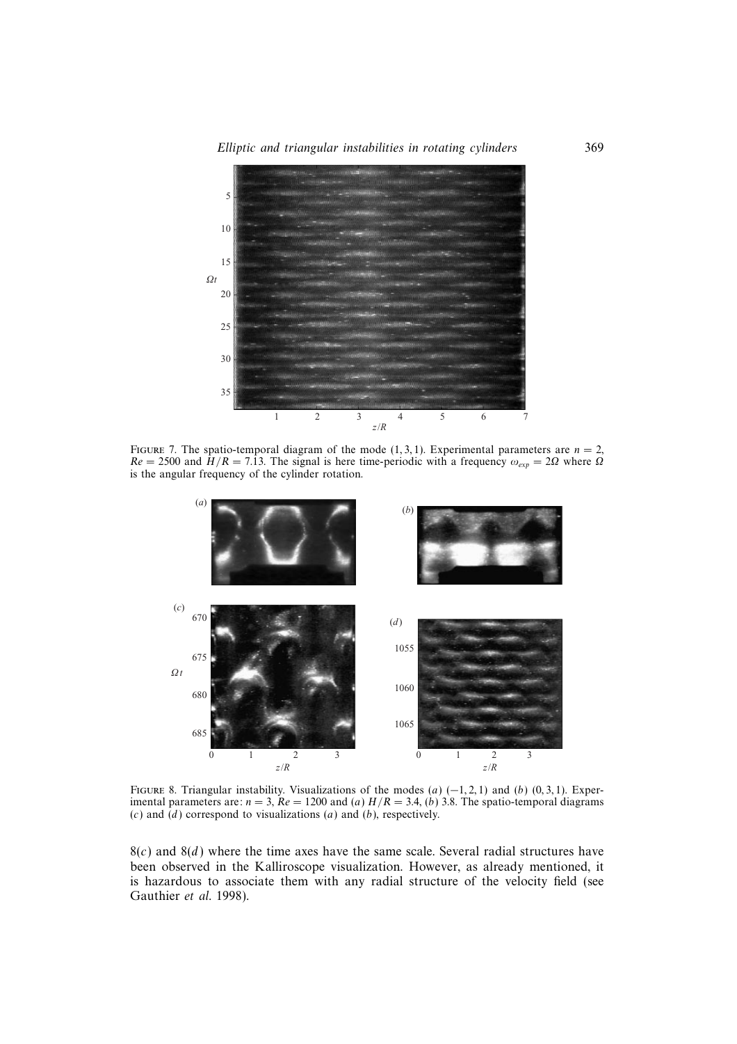5

10

15

$\Omega t$

20

25

30

35

1 2 3 4 5 6 7

$z/R$

FIGURE 7. The spatio-temporal diagram of the mode $(1, 3, 1)$. Experimental parameters are $n = 2$, $Re = 2500$ and $H/R = 7.13$. The signal is here time-periodic with a frequency $\omega_{exp} = 2\Omega$ where $\Omega$ is the angular frequency of the cylinder rotation.

(*a*)

(*b*)

(*c*)

670

675

$\Omega t$

680

685

0 1 2 3

$z/R$

(*d*)

1055

1060

1065

0 1 2 3

$z/R$

FIGURE 8. Triangular instability. Visualizations of the modes (*a*) $(-1, 2, 1)$ and (*b*) $(0, 3, 1)$. Experimental parameters are: $n = 3$, $Re = 1200$ and (*a*) $H/R = 3.4$, (*b*) 3.8. The spatio-temporal diagrams (*c*) and (*d*) correspond to visualizations (*a*) and (*b*), respectively.

8(*c*) and 8(*d*) where the time axes have the same scale. Several radial structures have been observed in the Kalliroscope visualization. However, as already mentioned, it is hazardous to associate them with any radial structure of the velocity field (see Gauthier *et al.* 1998).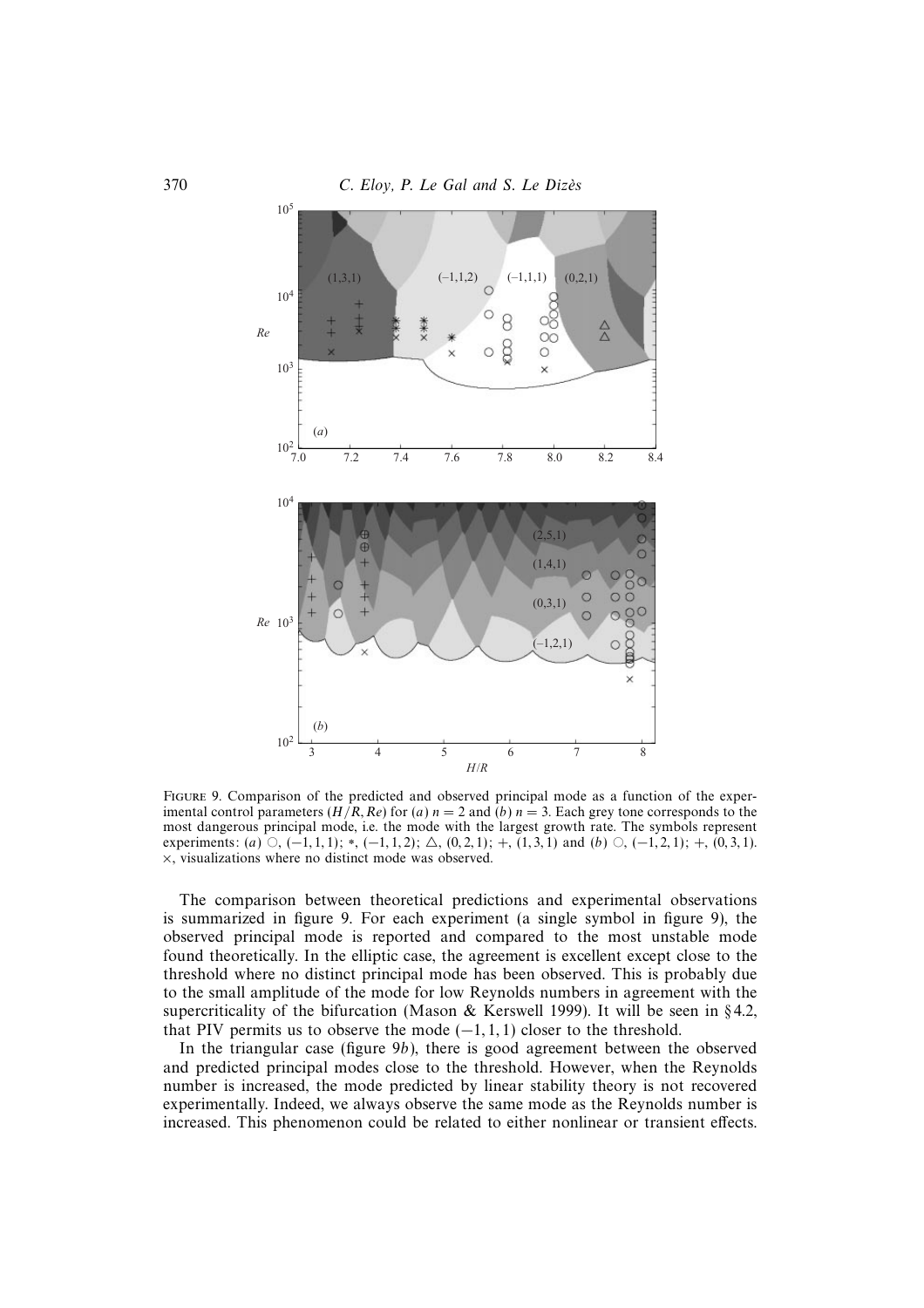$10^5$

(1,3,1) (−1,1,2) (−1,1,1) (0,2,1)

$10^4$

$Re$

$10^3$

(*a*)

$10^2$

7.0 7.2 7.4 7.6 7.8 8.0 8.2 8.4

$10^4$

(2,5,1)

(1,4,1)

(0,3,1)

$Re$ $10^3$

(−1,2,1)

(*b*)

$10^2$

3 4 5 6 7 8

$H/R$

FIGURE 9. Comparison of the predicted and observed principal mode as a function of the experimental control parameters $(H/R, Re)$ for (*a*) $n = 2$ and (*b*) $n = 3$. Each grey tone corresponds to the most dangerous principal mode, i.e. the mode with the largest growth rate. The symbols represent experiments: (*a*) ○, $(-1, 1, 1)$; ∗, $(-1, 1, 2)$; △, $(0, 2, 1)$; +, $(1, 3, 1)$ and (*b*) ○, $(-1, 2, 1)$; +, $(0, 3, 1)$. ×, visualizations where no distinct mode was observed.

The comparison between theoretical predictions and experimental observations is summarized in figure 9. For each experiment (a single symbol in figure 9), the observed principal mode is reported and compared to the most unstable mode found theoretically. In the elliptic case, the agreement is excellent except close to the threshold where no distinct principal mode has been observed. This is probably due to the small amplitude of the mode for low Reynolds numbers in agreement with the supercriticality of the bifurcation (Mason & Kerswell 1999). It will be seen in §4.2, that PIV permits us to observe the mode $(-1, 1, 1)$ closer to the threshold.

In the triangular case (figure 9*b*), there is good agreement between the observed and predicted principal modes close to the threshold. However, when the Reynolds number is increased, the mode predicted by linear stability theory is not recovered experimentally. Indeed, we always observe the same mode as the Reynolds number is increased. This phenomenon could be related to either nonlinear or transient effects.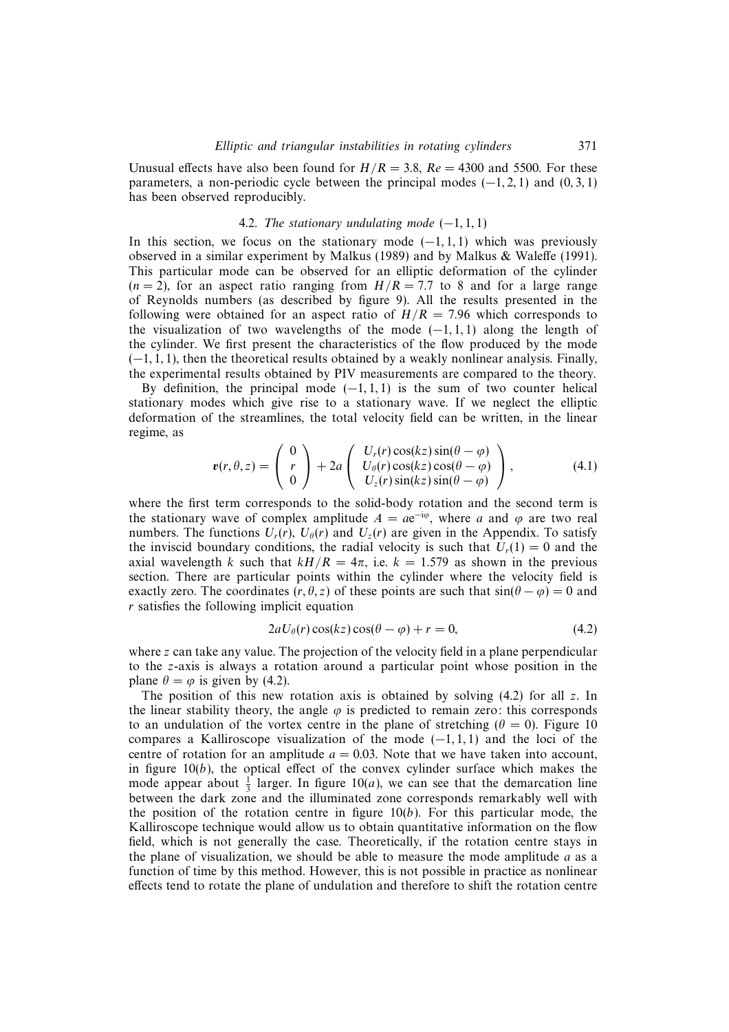Unusual effects have also been found for $H/R = 3.8$, $Re = 4300$ and 5500. For these parameters, a non-periodic cycle between the principal modes $(-1, 2, 1)$ and $(0, 3, 1)$ has been observed reproducibly.

### 4.2. *The stationary undulating mode* $(-1, 1, 1)$

In this section, we focus on the stationary mode $(-1, 1, 1)$ which was previously observed in a similar experiment by Malkus (1989) and by Malkus & Waleffe (1991). This particular mode can be observed for an elliptic deformation of the cylinder ($n = 2$), for an aspect ratio ranging from $H/R = 7.7$ to 8 and for a large range of Reynolds numbers (as described by figure 9). All the results presented in the following were obtained for an aspect ratio of $H/R = 7.96$ which corresponds to the visualization of two wavelengths of the mode $(-1, 1, 1)$ along the length of the cylinder. We first present the characteristics of the flow produced by the mode $(-1, 1, 1)$, then the theoretical results obtained by a weakly nonlinear analysis. Finally, the experimental results obtained by PIV measurements are compared to the theory.

By definition, the principal mode $(-1, 1, 1)$ is the sum of two counter helical stationary modes which give rise to a stationary wave. If we neglect the elliptic deformation of the streamlines, the total velocity field can be written, in the linear regime, as

$$\boldsymbol{v}(r, \theta, z) = \begin{pmatrix} 0 \\ r \\ 0 \end{pmatrix} + 2a \begin{pmatrix} U_r(r)\cos(kz)\sin(\theta - \varphi) \\ U_\theta(r)\cos(kz)\cos(\theta - \varphi) \\ U_z(r)\sin(kz)\sin(\theta - \varphi) \end{pmatrix}, \tag{4.1}$$

where the first term corresponds to the solid-body rotation and the second term is the stationary wave of complex amplitude $A = a\mathrm{e}^{-\mathrm{i}\varphi}$, where $a$ and $\varphi$ are two real numbers. The functions $U_r(r)$, $U_\theta(r)$ and $U_z(r)$ are given in the Appendix. To satisfy the inviscid boundary conditions, the radial velocity is such that $U_r(1) = 0$ and the axial wavelength $k$ such that $kH/R = 4\pi$, i.e. $k = 1.579$ as shown in the previous section. There are particular points within the cylinder where the velocity field is exactly zero. The coordinates $(r, \theta, z)$ of these points are such that $\sin(\theta - \varphi) = 0$ and $r$ satisfies the following implicit equation

$$2aU_\theta(r)\cos(kz)\cos(\theta - \varphi) + r = 0, \tag{4.2}$$

where $z$ can take any value. The projection of the velocity field in a plane perpendicular to the $z$-axis is always a rotation around a particular point whose position in the plane $\theta = \varphi$ is given by (4.2).

The position of this new rotation axis is obtained by solving (4.2) for all $z$. In the linear stability theory, the angle $\varphi$ is predicted to remain zero: this corresponds to an undulation of the vortex centre in the plane of stretching ($\theta = 0$). Figure 10 compares a Kalliroscope visualization of the mode $(-1, 1, 1)$ and the loci of the centre of rotation for an amplitude $a = 0.03$. Note that we have taken into account, in figure 10($b$), the optical effect of the convex cylinder surface which makes the mode appear about $\frac{1}{3}$ larger. In figure 10($a$), we can see that the demarcation line between the dark zone and the illuminated zone corresponds remarkably well with the position of the rotation centre in figure 10($b$). For this particular mode, the Kalliroscope technique would allow us to obtain quantitative information on the flow field, which is not generally the case. Theoretically, if the rotation centre stays in the plane of visualization, we should be able to measure the mode amplitude $a$ as a function of time by this method. However, this is not possible in practice as nonlinear effects tend to rotate the plane of undulation and therefore to shift the rotation centre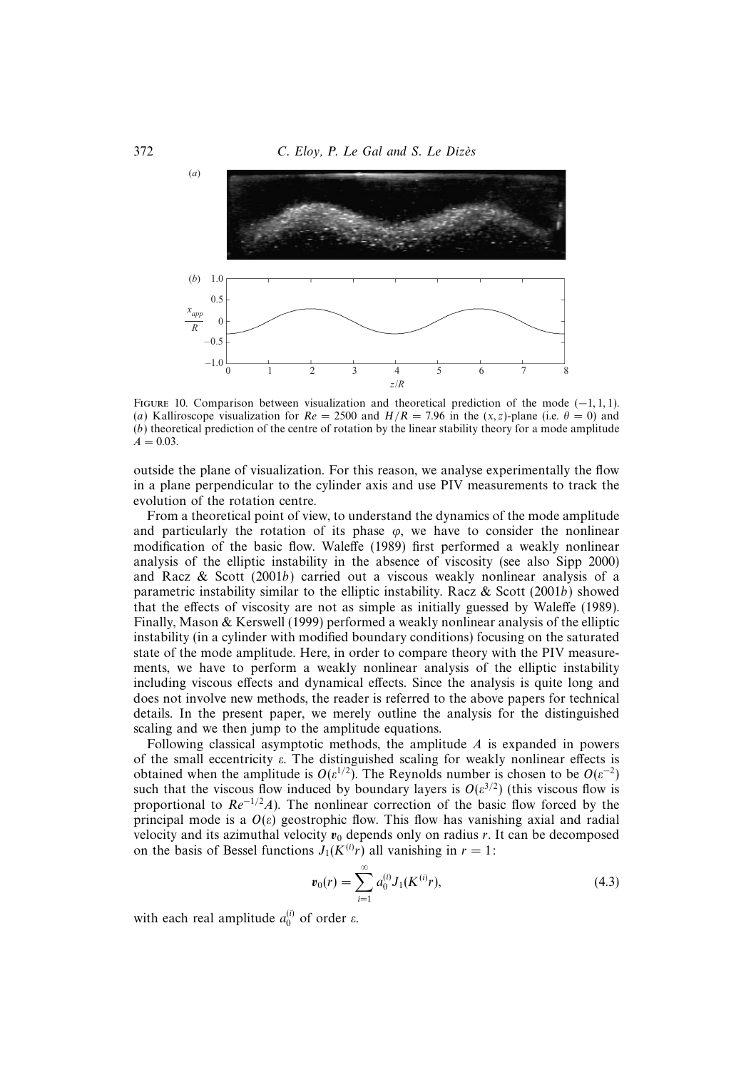(a)

(b) 1.0

0.5

$\frac{x_{app}}{R}$ 0

−0.5

−1.0

0 1 2 3 4 5 6 7 8

$z/R$

FIGURE 10. Comparison between visualization and theoretical prediction of the mode $(-1, 1, 1)$. (a) Kalliroscope visualization for $Re = 2500$ and $H/R = 7.96$ in the $(x, z)$-plane (i.e. $\theta = 0$) and (b) theoretical prediction of the centre of rotation by the linear stability theory for a mode amplitude $A = 0.03$.

outside the plane of visualization. For this reason, we analyse experimentally the flow in a plane perpendicular to the cylinder axis and use PIV measurements to track the evolution of the rotation centre.

From a theoretical point of view, to understand the dynamics of the mode amplitude and particularly the rotation of its phase $\varphi$, we have to consider the nonlinear modification of the basic flow. Waleffe (1989) first performed a weakly nonlinear analysis of the elliptic instability in the absence of viscosity (see also Sipp 2000) and Racz & Scott (2001*b*) carried out a viscous weakly nonlinear analysis of a parametric instability similar to the elliptic instability. Racz & Scott (2001*b*) showed that the effects of viscosity are not as simple as initially guessed by Waleffe (1989). Finally, Mason & Kerswell (1999) performed a weakly nonlinear analysis of the elliptic instability (in a cylinder with modified boundary conditions) focusing on the saturated state of the mode amplitude. Here, in order to compare theory with the PIV measurements, we have to perform a weakly nonlinear analysis of the elliptic instability including viscous effects and dynamical effects. Since the analysis is quite long and does not involve new methods, the reader is referred to the above papers for technical details. In the present paper, we merely outline the analysis for the distinguished scaling and we then jump to the amplitude equations.

Following classical asymptotic methods, the amplitude $A$ is expanded in powers of the small eccentricity $\varepsilon$. The distinguished scaling for weakly nonlinear effects is obtained when the amplitude is $O(\varepsilon^{1/2})$. The Reynolds number is chosen to be $O(\varepsilon^{-2})$ such that the viscous flow induced by boundary layers is $O(\varepsilon^{3/2})$ (this viscous flow is proportional to $Re^{-1/2}A$). The nonlinear correction of the basic flow forced by the principal mode is a $O(\varepsilon)$ geostrophic flow. This flow has vanishing axial and radial velocity and its azimuthal velocity $\boldsymbol{v}_0$ depends only on radius $r$. It can be decomposed on the basis of Bessel functions $J_1(K^{(i)}r)$ all vanishing in $r = 1$:

$$\boldsymbol{v}_0(r) = \sum_{i=1}^{\infty} a_0^{(i)} J_1(K^{(i)}r), \tag{4.3}$$

with each real amplitude $a_0^{(i)}$ of order $\varepsilon$.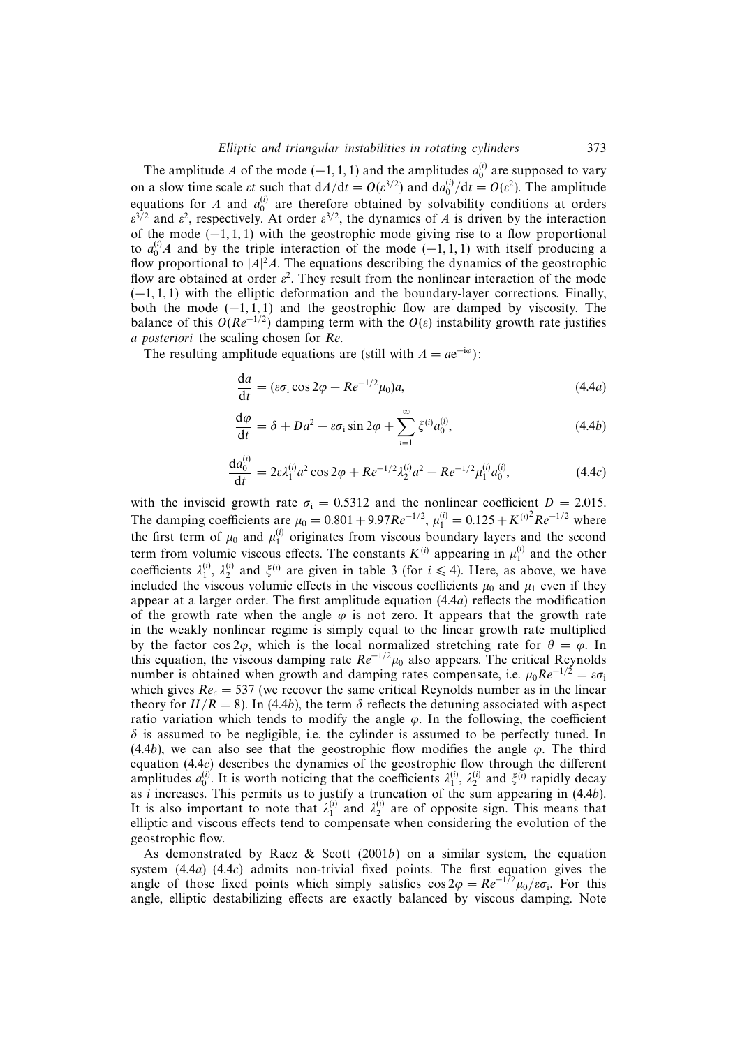The amplitude $A$ of the mode $(-1, 1, 1)$ and the amplitudes $a_0^{(i)}$ are supposed to vary on a slow time scale $\varepsilon t$ such that $\mathrm{d}A/\mathrm{d}t = O(\varepsilon^{3/2})$ and $\mathrm{d}a_0^{(i)}/\mathrm{d}t = O(\varepsilon^2)$. The amplitude equations for $A$ and $a_0^{(i)}$ are therefore obtained by solvability conditions at orders $\varepsilon^{3/2}$ and $\varepsilon^2$, respectively. At order $\varepsilon^{3/2}$, the dynamics of $A$ is driven by the interaction of the mode $(-1, 1, 1)$ with the geostrophic mode giving rise to a flow proportional to $a_0^{(i)}A$ and by the triple interaction of the mode $(-1, 1, 1)$ with itself producing a flow proportional to $|A|^2A$. The equations describing the dynamics of the geostrophic flow are obtained at order $\varepsilon^2$. They result from the nonlinear interaction of the mode $(-1, 1, 1)$ with the elliptic deformation and the boundary-layer corrections. Finally, both the mode $(-1, 1, 1)$ and the geostrophic flow are damped by viscosity. The balance of this $O(Re^{-1/2})$ damping term with the $O(\varepsilon)$ instability growth rate justifies *a posteriori* the scaling chosen for $Re$.

The resulting amplitude equations are (still with $A = a\mathrm{e}^{-\mathrm{i}\varphi}$):

$$\frac{\mathrm{d}a}{\mathrm{d}t} = (\varepsilon\sigma_i \cos 2\varphi - Re^{-1/2}\mu_0)a, \tag{4.4a}$$

$$\frac{\mathrm{d}\varphi}{\mathrm{d}t} = \delta + Da^2 - \varepsilon\sigma_i \sin 2\varphi + \sum_{i=1}^{\infty} \xi^{(i)} a_0^{(i)}, \tag{4.4b}$$

$$\frac{\mathrm{d}a_0^{(i)}}{\mathrm{d}t} = 2\varepsilon\lambda_1^{(i)} a^2 \cos 2\varphi + Re^{-1/2}\lambda_2^{(i)} a^2 - Re^{-1/2}\mu_1^{(i)} a_0^{(i)}, \tag{4.4c}$$

with the inviscid growth rate $\sigma_i = 0.5312$ and the nonlinear coefficient $D = 2.015$. The damping coefficients are $\mu_0 = 0.801 + 9.97Re^{-1/2}$, $\mu_1^{(i)} = 0.125 + {K^{(i)}}^2 Re^{-1/2}$ where the first term of $\mu_0$ and $\mu_1^{(i)}$ originates from viscous boundary layers and the second term from volumic viscous effects. The constants $K^{(i)}$ appearing in $\mu_1^{(i)}$ and the other coefficients $\lambda_1^{(i)}$, $\lambda_2^{(i)}$ and $\xi^{(i)}$ are given in table 3 (for $i \leqslant 4$). Here, as above, we have included the viscous volumic effects in the viscous coefficients $\mu_0$ and $\mu_1$ even if they appear at a larger order. The first amplitude equation (4.4*a*) reflects the modification of the growth rate when the angle $\varphi$ is not zero. It appears that the growth rate in the weakly nonlinear regime is simply equal to the linear growth rate multiplied by the factor $\cos 2\varphi$, which is the local normalized stretching rate for $\theta = \varphi$. In this equation, the viscous damping rate $Re^{-1/2}\mu_0$ also appears. The critical Reynolds number is obtained when growth and damping rates compensate, i.e. $\mu_0 Re^{-1/2} = \varepsilon\sigma_i$ which gives $Re_c = 537$ (we recover the same critical Reynolds number as in the linear theory for $H/R = 8$). In (4.4*b*), the term $\delta$ reflects the detuning associated with aspect ratio variation which tends to modify the angle $\varphi$. In the following, the coefficient $\delta$ is assumed to be negligible, i.e. the cylinder is assumed to be perfectly tuned. In (4.4*b*), we can also see that the geostrophic flow modifies the angle $\varphi$. The third equation (4.4*c*) describes the dynamics of the geostrophic flow through the different amplitudes $a_0^{(i)}$. It is worth noticing that the coefficients $\lambda_1^{(i)}$, $\lambda_2^{(i)}$ and $\xi^{(i)}$ rapidly decay as $i$ increases. This permits us to justify a truncation of the sum appearing in (4.4*b*). It is also important to note that $\lambda_1^{(i)}$ and $\lambda_2^{(i)}$ are of opposite sign. This means that elliptic and viscous effects tend to compensate when considering the evolution of the geostrophic flow.

As demonstrated by Racz & Scott (2001*b*) on a similar system, the equation system (4.4*a*)–(4.4*c*) admits non-trivial fixed points. The first equation gives the angle of those fixed points which simply satisfies $\cos 2\varphi = Re^{-1/2}\mu_0/\varepsilon\sigma_i$. For this angle, elliptic destabilizing effects are exactly balanced by viscous damping. Note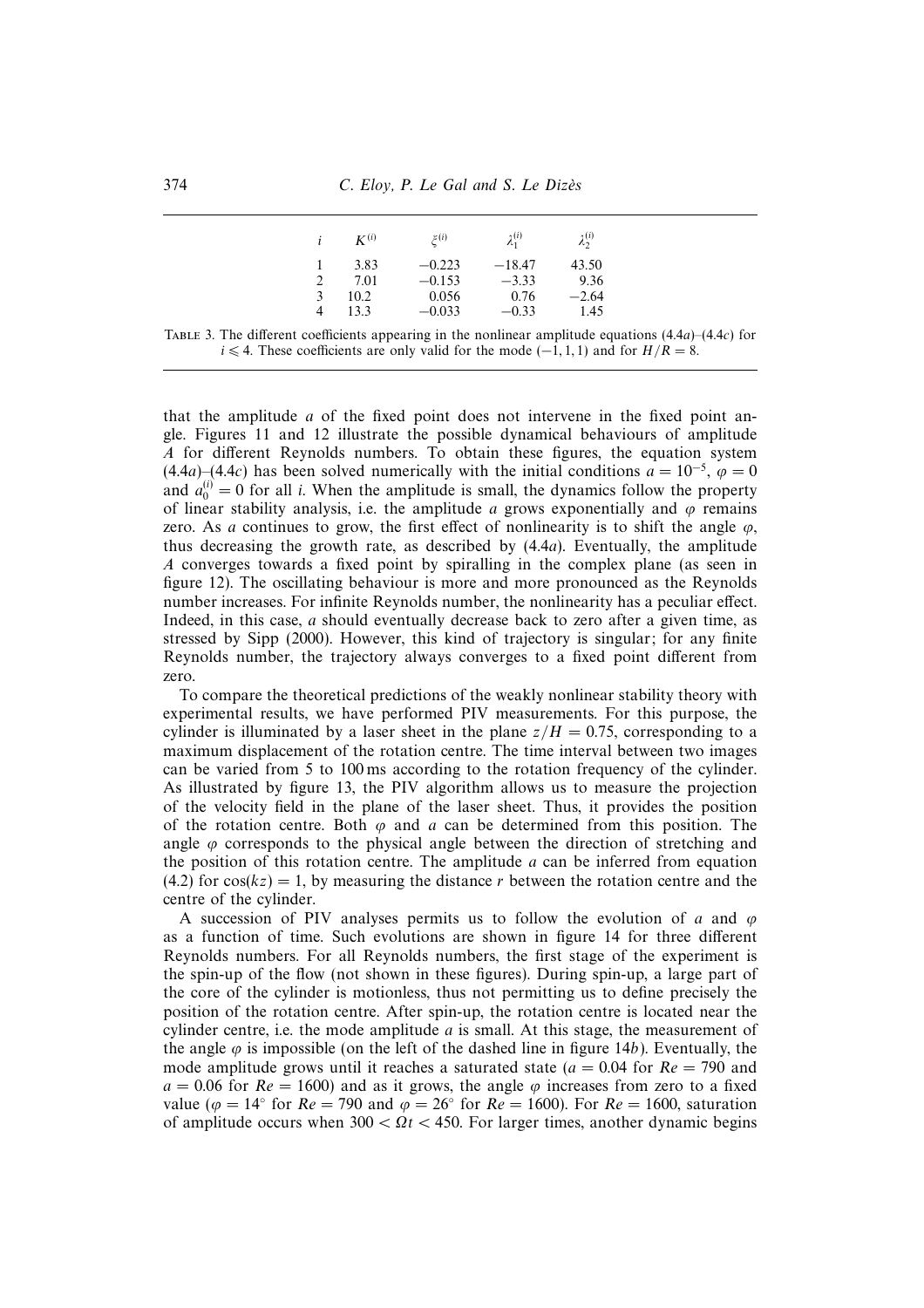| $i$ | $K^{(i)}$ | $\xi^{(i)}$ | $\lambda_1^{(i)}$ | $\lambda_2^{(i)}$ |
|---|---|---|---|---|
| 1 | 3.83 | −0.223 | −18.47 | 43.50 |
| 2 | 7.01 | −0.153 | −3.33 | 9.36 |
| 3 | 10.2 | 0.056 | 0.76 | −2.64 |
| 4 | 13.3 | −0.033 | −0.33 | 1.45 |

TABLE 3. The different coefficients appearing in the nonlinear amplitude equations (4.4*a*)–(4.4*c*) for $i \leqslant 4$. These coefficients are only valid for the mode $(-1, 1, 1)$ and for $H/R = 8$.

that the amplitude $a$ of the fixed point does not intervene in the fixed point angle. Figures 11 and 12 illustrate the possible dynamical behaviours of amplitude $A$ for different Reynolds numbers. To obtain these figures, the equation system (4.4*a*)–(4.4*c*) has been solved numerically with the initial conditions $a = 10^{-5}$, $\varphi = 0$ and $a_0^{(i)} = 0$ for all $i$. When the amplitude is small, the dynamics follow the property of linear stability analysis, i.e. the amplitude $a$ grows exponentially and $\varphi$ remains zero. As $a$ continues to grow, the first effect of nonlinearity is to shift the angle $\varphi$, thus decreasing the growth rate, as described by (4.4*a*). Eventually, the amplitude $A$ converges towards a fixed point by spiralling in the complex plane (as seen in figure 12). The oscillating behaviour is more and more pronounced as the Reynolds number increases. For infinite Reynolds number, the nonlinearity has a peculiar effect. Indeed, in this case, $a$ should eventually decrease back to zero after a given time, as stressed by Sipp (2000). However, this kind of trajectory is singular; for any finite Reynolds number, the trajectory always converges to a fixed point different from zero.

To compare the theoretical predictions of the weakly nonlinear stability theory with experimental results, we have performed PIV measurements. For this purpose, the cylinder is illuminated by a laser sheet in the plane $z/H = 0.75$, corresponding to a maximum displacement of the rotation centre. The time interval between two images can be varied from 5 to 100 ms according to the rotation frequency of the cylinder. As illustrated by figure 13, the PIV algorithm allows us to measure the projection of the velocity field in the plane of the laser sheet. Thus, it provides the position of the rotation centre. Both $\varphi$ and $a$ can be determined from this position. The angle $\varphi$ corresponds to the physical angle between the direction of stretching and the position of this rotation centre. The amplitude $a$ can be inferred from equation (4.2) for $\cos(kz) = 1$, by measuring the distance $r$ between the rotation centre and the centre of the cylinder.

A succession of PIV analyses permits us to follow the evolution of $a$ and $\varphi$ as a function of time. Such evolutions are shown in figure 14 for three different Reynolds numbers. For all Reynolds numbers, the first stage of the experiment is the spin-up of the flow (not shown in these figures). During spin-up, a large part of the core of the cylinder is motionless, thus not permitting us to define precisely the position of the rotation centre. After spin-up, the rotation centre is located near the cylinder centre, i.e. the mode amplitude $a$ is small. At this stage, the measurement of the angle $\varphi$ is impossible (on the left of the dashed line in figure 14*b*). Eventually, the mode amplitude grows until it reaches a saturated state ($a = 0.04$ for $Re = 790$ and $a = 0.06$ for $Re = 1600$) and as it grows, the angle $\varphi$ increases from zero to a fixed value ($\varphi = 14^\circ$ for $Re = 790$ and $\varphi = 26^\circ$ for $Re = 1600$). For $Re = 1600$, saturation of amplitude occurs when $300 < \Omega t < 450$. For larger times, another dynamic begins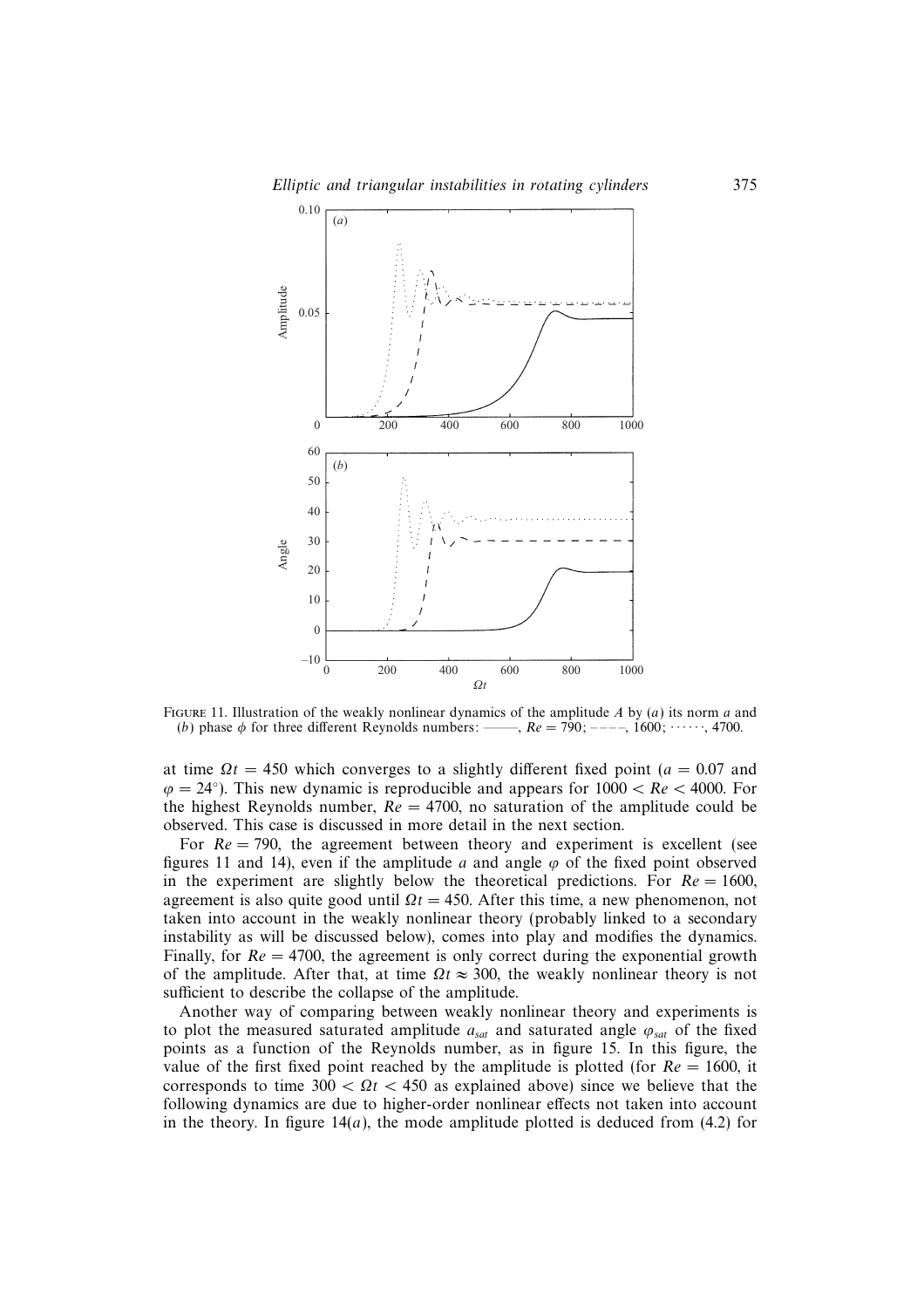(a)

Amplitude

0.10

0.05

0

0 200 400 600 800 1000

(b)

Angle

60

50

40

30

20

10

0

−10

0 200 400 600 800 1000

$\Omega t$

FIGURE 11. Illustration of the weakly nonlinear dynamics of the amplitude $A$ by (a) its norm $a$ and (b) phase $\phi$ for three different Reynolds numbers: ——, $Re = 790$; – – – –, 1600; · · · · · ·, 4700.

at time $\Omega t = 450$ which converges to a slightly different fixed point ($a = 0.07$ and $\varphi = 24^\circ$). This new dynamic is reproducible and appears for $1000 < Re < 4000$. For the highest Reynolds number, $Re = 4700$, no saturation of the amplitude could be observed. This case is discussed in more detail in the next section.

For $Re = 790$, the agreement between theory and experiment is excellent (see figures 11 and 14), even if the amplitude $a$ and angle $\varphi$ of the fixed point observed in the experiment are slightly below the theoretical predictions. For $Re = 1600$, agreement is also quite good until $\Omega t = 450$. After this time, a new phenomenon, not taken into account in the weakly nonlinear theory (probably linked to a secondary instability as will be discussed below), comes into play and modifies the dynamics. Finally, for $Re = 4700$, the agreement is only correct during the exponential growth of the amplitude. After that, at time $\Omega t \approx 300$, the weakly nonlinear theory is not sufficient to describe the collapse of the amplitude.

Another way of comparing between weakly nonlinear theory and experiments is to plot the measured saturated amplitude $a_{sat}$ and saturated angle $\varphi_{sat}$ of the fixed points as a function of the Reynolds number, as in figure 15. In this figure, the value of the first fixed point reached by the amplitude is plotted (for $Re = 1600$, it corresponds to time $300 < \Omega t < 450$ as explained above) since we believe that the following dynamics are due to higher-order nonlinear effects not taken into account in the theory. In figure 14(a), the mode amplitude plotted is deduced from (4.2) for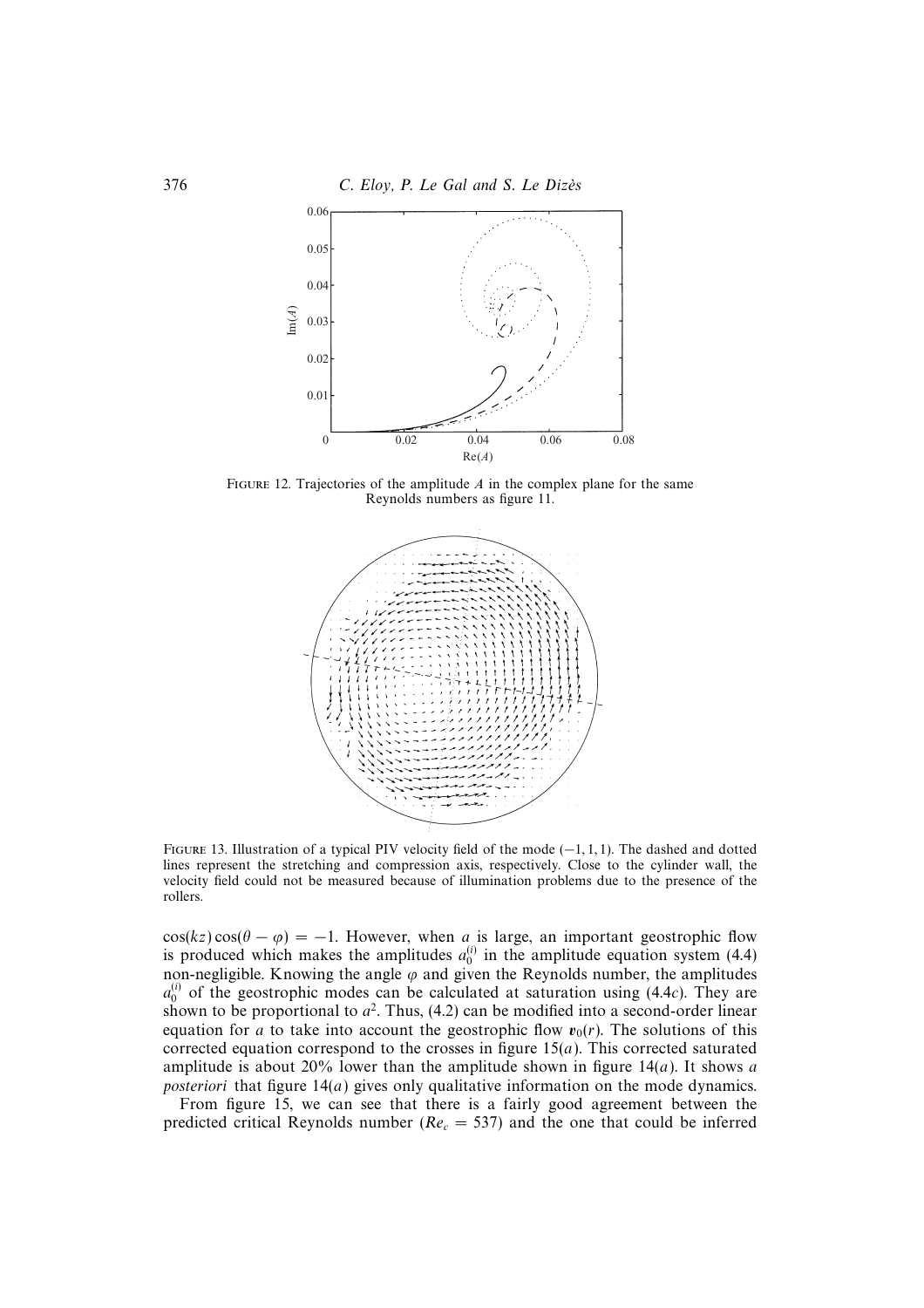0.06
0.05
0.04
0.03
0.02
0.01
0
Im(A)
0
0.02
0.04
0.06
0.08
Re(A)

FIGURE 12. Trajectories of the amplitude $A$ in the complex plane for the same Reynolds numbers as figure 11.

FIGURE 13. Illustration of a typical PIV velocity field of the mode $(-1, 1, 1)$. The dashed and dotted lines represent the stretching and compression axis, respectively. Close to the cylinder wall, the velocity field could not be measured because of illumination problems due to the presence of the rollers.

$\cos(kz)\cos(\theta - \varphi) = -1$. However, when $a$ is large, an important geostrophic flow is produced which makes the amplitudes $a_0^{(i)}$ in the amplitude equation system (4.4) non-negligible. Knowing the angle $\varphi$ and given the Reynolds number, the amplitudes $a_0^{(i)}$ of the geostrophic modes can be calculated at saturation using (4.4$c$). They are shown to be proportional to $a^2$. Thus, (4.2) can be modified into a second-order linear equation for $a$ to take into account the geostrophic flow $\boldsymbol{v}_0(r)$. The solutions of this corrected equation correspond to the crosses in figure 15($a$). This corrected saturated amplitude is about 20% lower than the amplitude shown in figure 14($a$). It shows *a posteriori* that figure 14($a$) gives only qualitative information on the mode dynamics.

From figure 15, we can see that there is a fairly good agreement between the predicted critical Reynolds number ($Re_c = 537$) and the one that could be inferred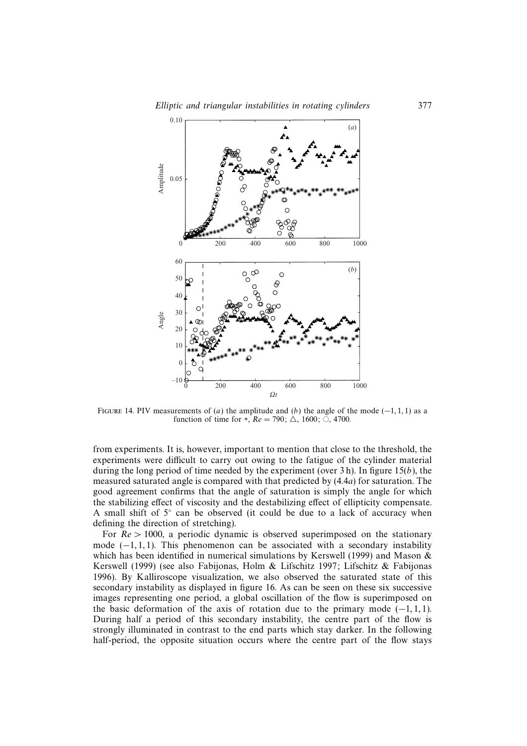0.10

(a)

Amplitude

0.05

0

200

400

600

800

1000

60

(b)

50

40

Angle

30

20

10

0

−10

0

200

400

600

800

1000

$\Omega t$

FIGURE 14. PIV measurements of (a) the amplitude and (b) the angle of the mode $(-1, 1, 1)$ as a function of time for $*$, $Re = 790$; $\triangle$, 1600; $\bigcirc$, 4700.

from experiments. It is, however, important to mention that close to the threshold, the experiments were difficult to carry out owing to the fatigue of the cylinder material during the long period of time needed by the experiment (over 3 h). In figure 15(*b*), the measured saturated angle is compared with that predicted by (4.4*a*) for saturation. The good agreement confirms that the angle of saturation is simply the angle for which the stabilizing effect of viscosity and the destabilizing effect of ellipticity compensate. A small shift of 5° can be observed (it could be due to a lack of accuracy when defining the direction of stretching).

For $Re > 1000$, a periodic dynamic is observed superimposed on the stationary mode $(-1, 1, 1)$. This phenomenon can be associated with a secondary instability which has been identified in numerical simulations by Kerswell (1999) and Mason & Kerswell (1999) (see also Fabijonas, Holm & Lifschitz 1997; Lifschitz & Fabijonas 1996). By Kalliroscope visualization, we also observed the saturated state of this secondary instability as displayed in figure 16. As can be seen on these six successive images representing one period, a global oscillation of the flow is superimposed on the basic deformation of the axis of rotation due to the primary mode $(-1, 1, 1)$. During half a period of this secondary instability, the centre part of the flow is strongly illuminated in contrast to the end parts which stay darker. In the following half-period, the opposite situation occurs where the centre part of the flow stays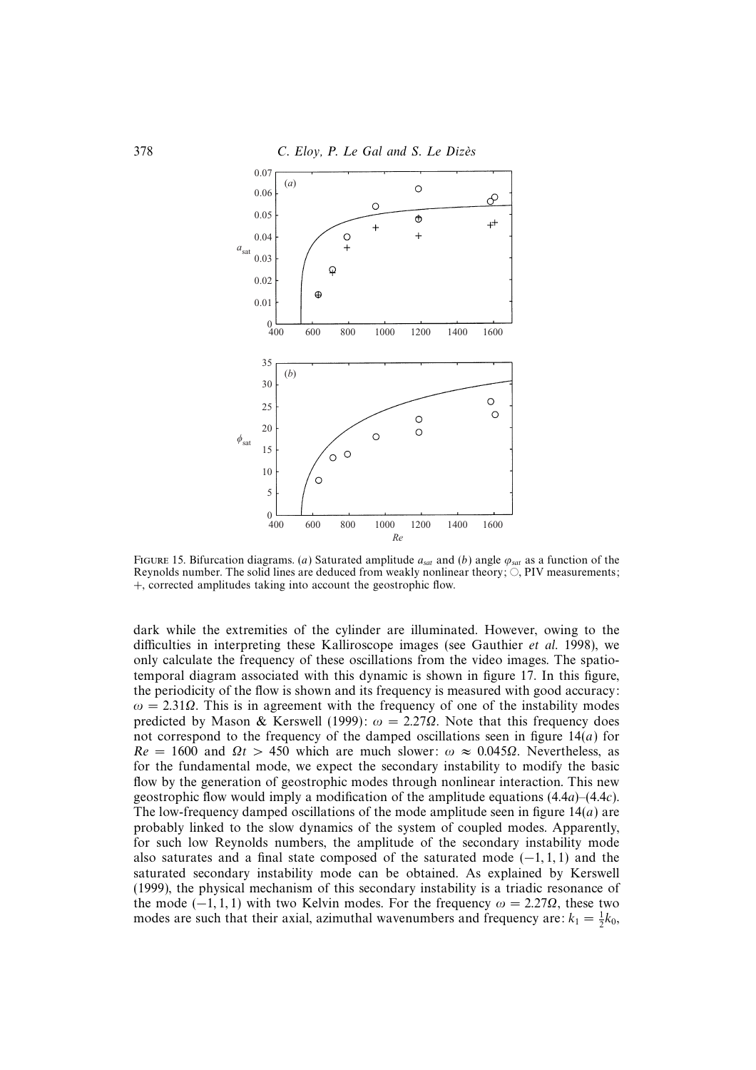(a)

0.07
0.06
0.05
0.04
$a_{\text{sat}}$ 0.03
0.02
0.01
0

400 600 800 1000 1200 1400 1600

(b)

35
30
25
20
$\phi_{\text{sat}}$ 15
10
5
0

400 600 800 1000 1200 1400 1600

Re

FIGURE 15. Bifurcation diagrams. (*a*) Saturated amplitude $a_{sat}$ and (*b*) angle $\varphi_{sat}$ as a function of the Reynolds number. The solid lines are deduced from weakly nonlinear theory; ○, PIV measurements; +, corrected amplitudes taking into account the geostrophic flow.

dark while the extremities of the cylinder are illuminated. However, owing to the difficulties in interpreting these Kalliroscope images (see Gauthier *et al.* 1998), we only calculate the frequency of these oscillations from the video images. The spatio-temporal diagram associated with this dynamic is shown in figure 17. In this figure, the periodicity of the flow is shown and its frequency is measured with good accuracy: $\omega = 2.31\Omega$. This is in agreement with the frequency of one of the instability modes predicted by Mason & Kerswell (1999): $\omega = 2.27\Omega$. Note that this frequency does not correspond to the frequency of the damped oscillations seen in figure 14(*a*) for $Re = 1600$ and $\Omega t > 450$ which are much slower: $\omega \approx 0.045\Omega$. Nevertheless, as for the fundamental mode, we expect the secondary instability to modify the basic flow by the generation of geostrophic modes through nonlinear interaction. This new geostrophic flow would imply a modification of the amplitude equations (4.4*a*)–(4.4*c*). The low-frequency damped oscillations of the mode amplitude seen in figure 14(*a*) are probably linked to the slow dynamics of the system of coupled modes. Apparently, for such low Reynolds numbers, the amplitude of the secondary instability mode also saturates and a final state composed of the saturated mode $(-1, 1, 1)$ and the saturated secondary instability mode can be obtained. As explained by Kerswell (1999), the physical mechanism of this secondary instability is a triadic resonance of the mode $(-1, 1, 1)$ with two Kelvin modes. For the frequency $\omega = 2.27\Omega$, these two modes are such that their axial, azimuthal wavenumbers and frequency are: $k_1 = \frac{1}{2}k_0$,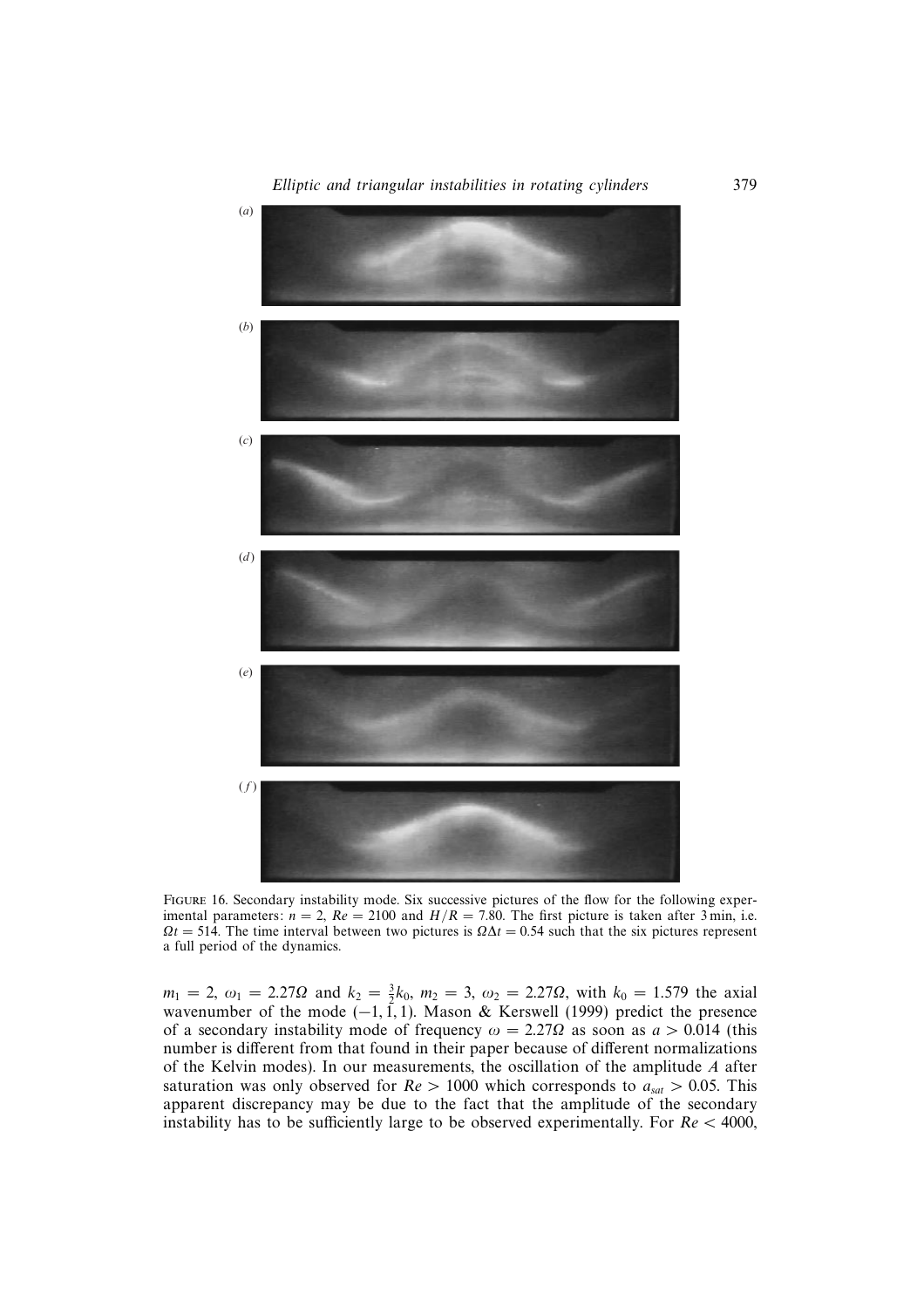FIGURE 16. Secondary instability mode. Six successive pictures of the flow for the following experimental parameters: $n = 2$, $Re = 2100$ and $H/R = 7.80$. The first picture is taken after 3 min, i.e. $\Omega t = 514$. The time interval between two pictures is $\Omega \Delta t = 0.54$ such that the six pictures represent a full period of the dynamics.

$m_1 = 2$, $\omega_1 = 2.27\Omega$ and $k_2 = \frac{3}{2}k_0$, $m_2 = 3$, $\omega_2 = 2.27\Omega$, with $k_0 = 1.579$ the axial wavenumber of the mode $(-1, 1, 1)$. Mason & Kerswell (1999) predict the presence of a secondary instability mode of frequency $\omega = 2.27\Omega$ as soon as $a > 0.014$ (this number is different from that found in their paper because of different normalizations of the Kelvin modes). In our measurements, the oscillation of the amplitude $A$ after saturation was only observed for $Re > 1000$ which corresponds to $a_{sat} > 0.05$. This apparent discrepancy may be due to the fact that the amplitude of the secondary instability has to be sufficiently large to be observed experimentally. For $Re < 4000$,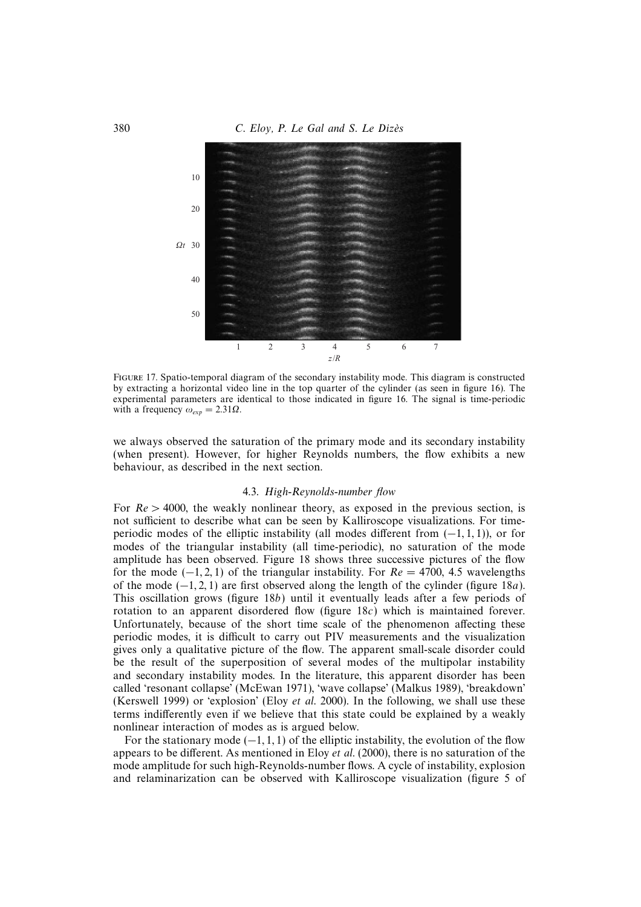10

20

$\Omega t$ 30

40

50

1 2 3 4 5 6 7

$z/R$

FIGURE 17. Spatio-temporal diagram of the secondary instability mode. This diagram is constructed by extracting a horizontal video line in the top quarter of the cylinder (as seen in figure 16). The experimental parameters are identical to those indicated in figure 16. The signal is time-periodic with a frequency $\omega_{exp} = 2.31\Omega$.

we always observed the saturation of the primary mode and its secondary instability (when present). However, for higher Reynolds numbers, the flow exhibits a new behaviour, as described in the next section.

### 4.3. *High-Reynolds-number flow*

For $Re > 4000$, the weakly nonlinear theory, as exposed in the previous section, is not sufficient to describe what can be seen by Kalliroscope visualizations. For time-periodic modes of the elliptic instability (all modes different from $(-1, 1, 1)$), or for modes of the triangular instability (all time-periodic), no saturation of the mode amplitude has been observed. Figure 18 shows three successive pictures of the flow for the mode $(-1, 2, 1)$ of the triangular instability. For $Re = 4700$, 4.5 wavelengths of the mode $(-1, 2, 1)$ are first observed along the length of the cylinder (figure 18*a*). This oscillation grows (figure 18*b*) until it eventually leads after a few periods of rotation to an apparent disordered flow (figure 18*c*) which is maintained forever. Unfortunately, because of the short time scale of the phenomenon affecting these periodic modes, it is difficult to carry out PIV measurements and the visualization gives only a qualitative picture of the flow. The apparent small-scale disorder could be the result of the superposition of several modes of the multipolar instability and secondary instability modes. In the literature, this apparent disorder has been called 'resonant collapse' (McEwan 1971), 'wave collapse' (Malkus 1989), 'breakdown' (Kerswell 1999) or 'explosion' (Eloy *et al.* 2000). In the following, we shall use these terms indifferently even if we believe that this state could be explained by a weakly nonlinear interaction of modes as is argued below.

For the stationary mode $(-1, 1, 1)$ of the elliptic instability, the evolution of the flow appears to be different. As mentioned in Eloy *et al.* (2000), there is no saturation of the mode amplitude for such high-Reynolds-number flows. A cycle of instability, explosion and relaminarization can be observed with Kalliroscope visualization (figure 5 of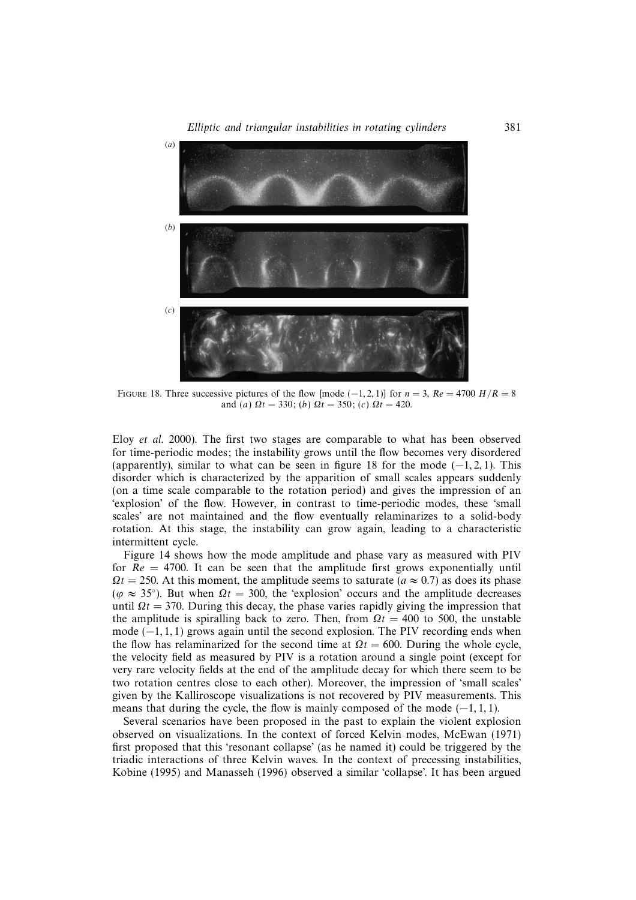(a)

(b)

(c)

FIGURE 18. Three successive pictures of the flow [mode $(-1, 2, 1)$] for $n = 3$, $Re = 4700$ $H/R = 8$ and (a) $\Omega t = 330$; (b) $\Omega t = 350$; (c) $\Omega t = 420$.

Eloy *et al.* 2000). The first two stages are comparable to what has been observed for time-periodic modes; the instability grows until the flow becomes very disordered (apparently), similar to what can be seen in figure 18 for the mode $(-1, 2, 1)$. This disorder which is characterized by the apparition of small scales appears suddenly (on a time scale comparable to the rotation period) and gives the impression of an 'explosion' of the flow. However, in contrast to time-periodic modes, these 'small scales' are not maintained and the flow eventually relaminarizes to a solid-body rotation. At this stage, the instability can grow again, leading to a characteristic intermittent cycle.

Figure 14 shows how the mode amplitude and phase vary as measured with PIV for $Re = 4700$. It can be seen that the amplitude first grows exponentially until $\Omega t = 250$. At this moment, the amplitude seems to saturate ($a \approx 0.7$) as does its phase ($\varphi \approx 35°$). But when $\Omega t = 300$, the 'explosion' occurs and the amplitude decreases until $\Omega t = 370$. During this decay, the phase varies rapidly giving the impression that the amplitude is spiralling back to zero. Then, from $\Omega t = 400$ to 500, the unstable mode $(-1, 1, 1)$ grows again until the second explosion. The PIV recording ends when the flow has relaminarized for the second time at $\Omega t = 600$. During the whole cycle, the velocity field as measured by PIV is a rotation around a single point (except for very rare velocity fields at the end of the amplitude decay for which there seem to be two rotation centres close to each other). Moreover, the impression of 'small scales' given by the Kalliroscope visualizations is not recovered by PIV measurements. This means that during the cycle, the flow is mainly composed of the mode $(-1, 1, 1)$.

Several scenarios have been proposed in the past to explain the violent explosion observed on visualizations. In the context of forced Kelvin modes, McEwan (1971) first proposed that this 'resonant collapse' (as he named it) could be triggered by the triadic interactions of three Kelvin waves. In the context of precessing instabilities, Kobine (1995) and Manasseh (1996) observed a similar 'collapse'. It has been argued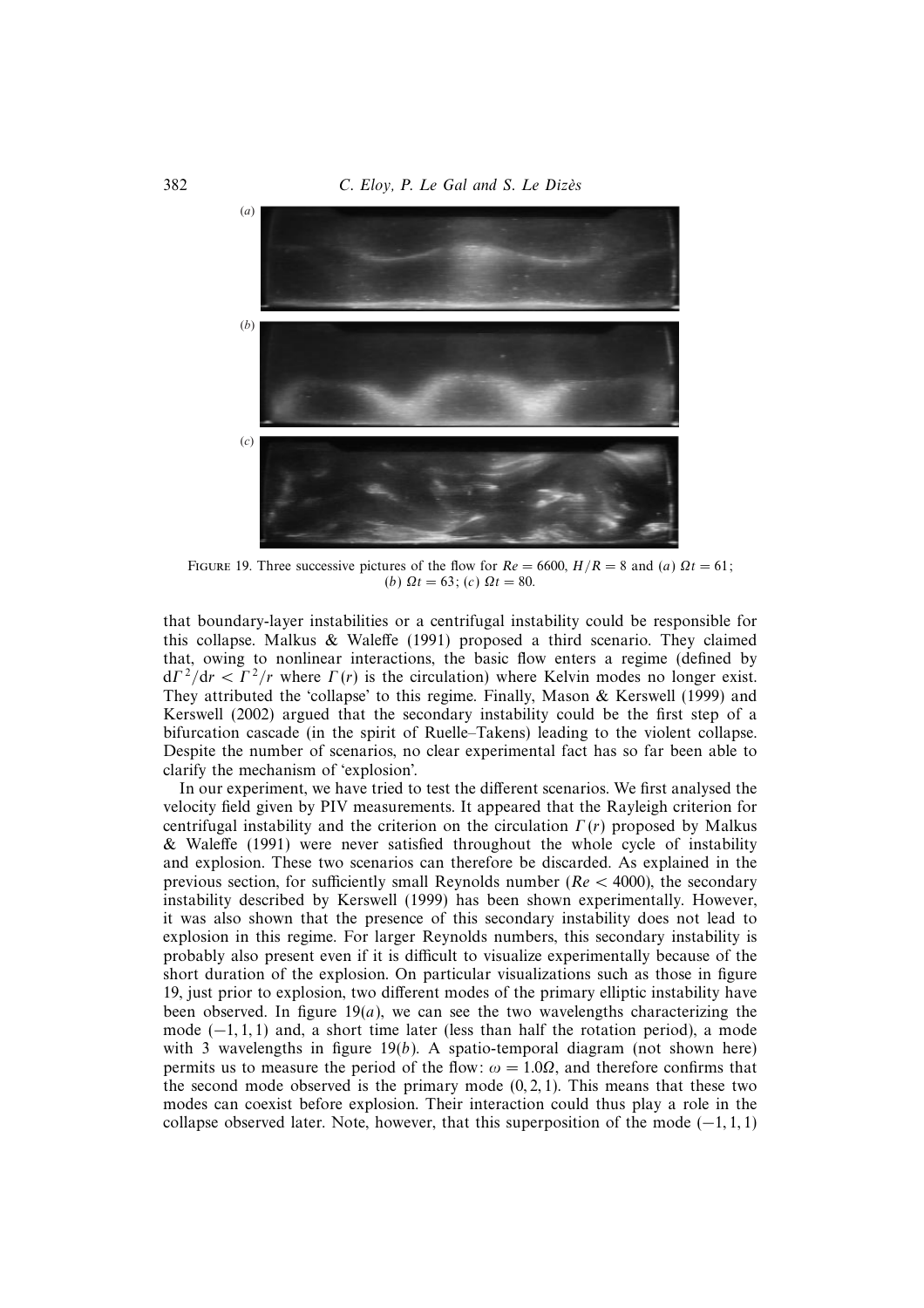(a)

(b)

(c)

FIGURE 19. Three successive pictures of the flow for $Re = 6600$, $H/R = 8$ and (a) $\Omega t = 61$; (b) $\Omega t = 63$; (c) $\Omega t = 80$.

that boundary-layer instabilities or a centrifugal instability could be responsible for this collapse. Malkus & Waleffe (1991) proposed a third scenario. They claimed that, owing to nonlinear interactions, the basic flow enters a regime (defined by $\mathrm{d}\Gamma^2/\mathrm{d}r < \Gamma^2/r$ where $\Gamma(r)$ is the circulation) where Kelvin modes no longer exist. They attributed the 'collapse' to this regime. Finally, Mason & Kerswell (1999) and Kerswell (2002) argued that the secondary instability could be the first step of a bifurcation cascade (in the spirit of Ruelle–Takens) leading to the violent collapse. Despite the number of scenarios, no clear experimental fact has so far been able to clarify the mechanism of 'explosion'.

In our experiment, we have tried to test the different scenarios. We first analysed the velocity field given by PIV measurements. It appeared that the Rayleigh criterion for centrifugal instability and the criterion on the circulation $\Gamma(r)$ proposed by Malkus & Waleffe (1991) were never satisfied throughout the whole cycle of instability and explosion. These two scenarios can therefore be discarded. As explained in the previous section, for sufficiently small Reynolds number ($Re < 4000$), the secondary instability described by Kerswell (1999) has been shown experimentally. However, it was also shown that the presence of this secondary instability does not lead to explosion in this regime. For larger Reynolds numbers, this secondary instability is probably also present even if it is difficult to visualize experimentally because of the short duration of the explosion. On particular visualizations such as those in figure 19, just prior to explosion, two different modes of the primary elliptic instability have been observed. In figure 19(a), we can see the two wavelengths characterizing the mode $(-1, 1, 1)$ and, a short time later (less than half the rotation period), a mode with 3 wavelengths in figure 19(b). A spatio-temporal diagram (not shown here) permits us to measure the period of the flow: $\omega = 1.0\Omega$, and therefore confirms that the second mode observed is the primary mode $(0, 2, 1)$. This means that these two modes can coexist before explosion. Their interaction could thus play a role in the collapse observed later. Note, however, that this superposition of the mode $(-1, 1, 1)$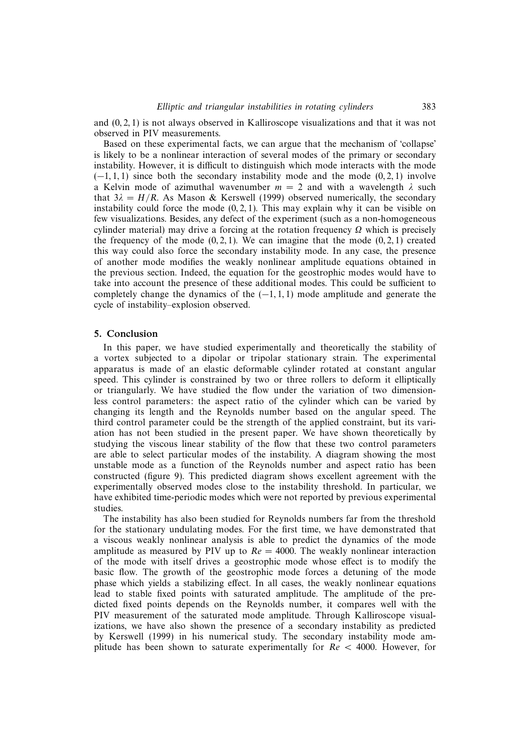and $(0, 2, 1)$ is not always observed in Kalliroscope visualizations and that it was not observed in PIV measurements.

Based on these experimental facts, we can argue that the mechanism of 'collapse' is likely to be a nonlinear interaction of several modes of the primary or secondary instability. However, it is difficult to distinguish which mode interacts with the mode $(-1, 1, 1)$ since both the secondary instability mode and the mode $(0, 2, 1)$ involve a Kelvin mode of azimuthal wavenumber $m = 2$ and with a wavelength $\lambda$ such that $3\lambda = H/R$. As Mason & Kerswell (1999) observed numerically, the secondary instability could force the mode $(0, 2, 1)$. This may explain why it can be visible on few visualizations. Besides, any defect of the experiment (such as a non-homogeneous cylinder material) may drive a forcing at the rotation frequency $\Omega$ which is precisely the frequency of the mode $(0, 2, 1)$. We can imagine that the mode $(0, 2, 1)$ created this way could also force the secondary instability mode. In any case, the presence of another mode modifies the weakly nonlinear amplitude equations obtained in the previous section. Indeed, the equation for the geostrophic modes would have to take into account the presence of these additional modes. This could be sufficient to completely change the dynamics of the $(-1, 1, 1)$ mode amplitude and generate the cycle of instability–explosion observed.

## 5. Conclusion

In this paper, we have studied experimentally and theoretically the stability of a vortex subjected to a dipolar or tripolar stationary strain. The experimental apparatus is made of an elastic deformable cylinder rotated at constant angular speed. This cylinder is constrained by two or three rollers to deform it elliptically or triangularly. We have studied the flow under the variation of two dimensionless control parameters: the aspect ratio of the cylinder which can be varied by changing its length and the Reynolds number based on the angular speed. The third control parameter could be the strength of the applied constraint, but its variation has not been studied in the present paper. We have shown theoretically by studying the viscous linear stability of the flow that these two control parameters are able to select particular modes of the instability. A diagram showing the most unstable mode as a function of the Reynolds number and aspect ratio has been constructed (figure 9). This predicted diagram shows excellent agreement with the experimentally observed modes close to the instability threshold. In particular, we have exhibited time-periodic modes which were not reported by previous experimental studies.

The instability has also been studied for Reynolds numbers far from the threshold for the stationary undulating modes. For the first time, we have demonstrated that a viscous weakly nonlinear analysis is able to predict the dynamics of the mode amplitude as measured by PIV up to $Re = 4000$. The weakly nonlinear interaction of the mode with itself drives a geostrophic mode whose effect is to modify the basic flow. The growth of the geostrophic mode forces a detuning of the mode phase which yields a stabilizing effect. In all cases, the weakly nonlinear equations lead to stable fixed points with saturated amplitude. The amplitude of the predicted fixed points depends on the Reynolds number, it compares well with the PIV measurement of the saturated mode amplitude. Through Kalliroscope visualizations, we have also shown the presence of a secondary instability as predicted by Kerswell (1999) in his numerical study. The secondary instability mode amplitude has been shown to saturate experimentally for $Re < 4000$. However, for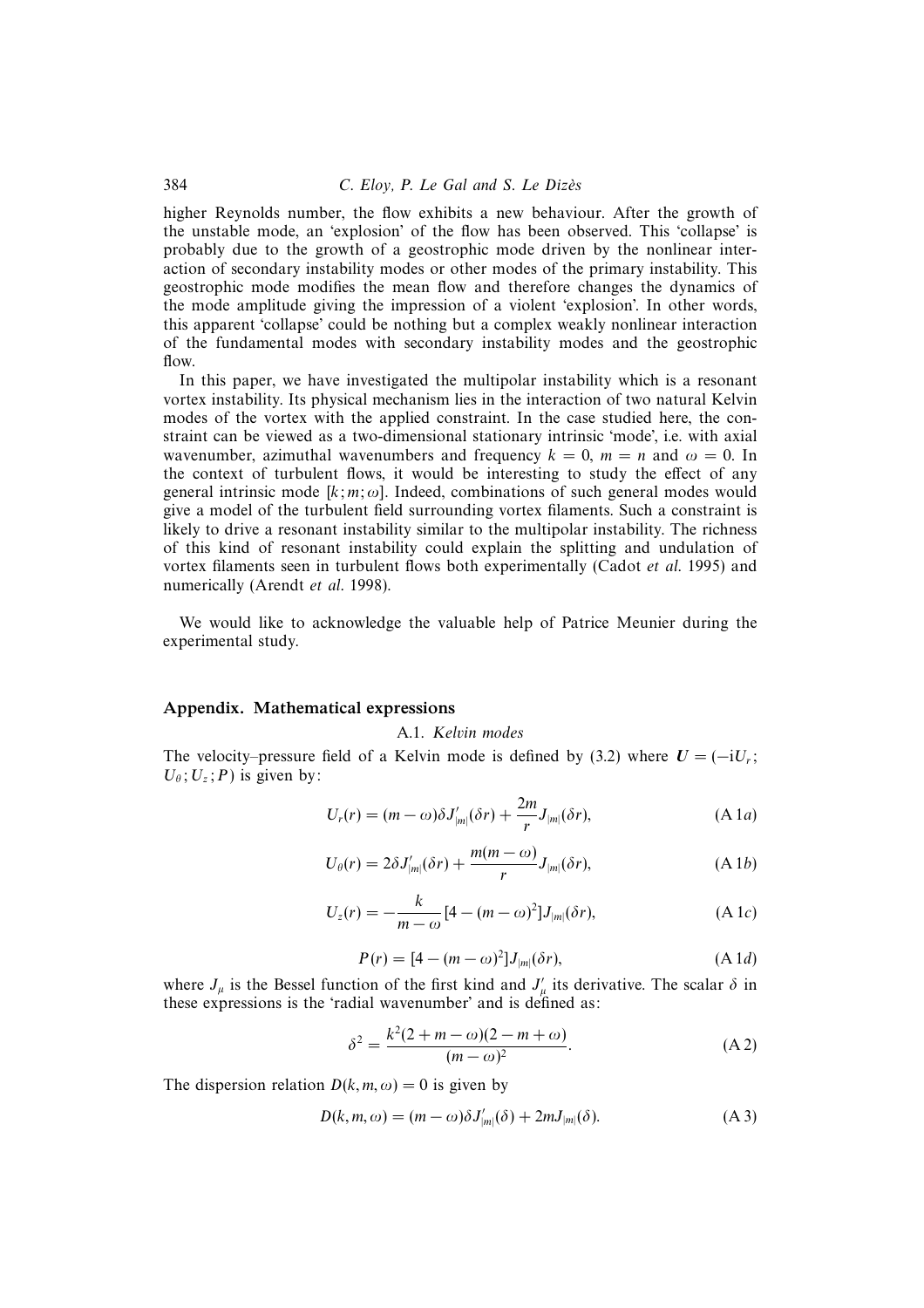higher Reynolds number, the flow exhibits a new behaviour. After the growth of the unstable mode, an 'explosion' of the flow has been observed. This 'collapse' is probably due to the growth of a geostrophic mode driven by the nonlinear interaction of secondary instability modes or other modes of the primary instability. This geostrophic mode modifies the mean flow and therefore changes the dynamics of the mode amplitude giving the impression of a violent 'explosion'. In other words, this apparent 'collapse' could be nothing but a complex weakly nonlinear interaction of the fundamental modes with secondary instability modes and the geostrophic flow.

In this paper, we have investigated the multipolar instability which is a resonant vortex instability. Its physical mechanism lies in the interaction of two natural Kelvin modes of the vortex with the applied constraint. In the case studied here, the constraint can be viewed as a two-dimensional stationary intrinsic 'mode', i.e. with axial wavenumber, azimuthal wavenumbers and frequency $k = 0$, $m = n$ and $\omega = 0$. In the context of turbulent flows, it would be interesting to study the effect of any general intrinsic mode $[k; m; \omega]$. Indeed, combinations of such general modes would give a model of the turbulent field surrounding vortex filaments. Such a constraint is likely to drive a resonant instability similar to the multipolar instability. The richness of this kind of resonant instability could explain the splitting and undulation of vortex filaments seen in turbulent flows both experimentally (Cadot *et al.* 1995) and numerically (Arendt *et al.* 1998).

We would like to acknowledge the valuable help of Patrice Meunier during the experimental study.

## Appendix. Mathematical expressions

### A.1. *Kelvin modes*

The velocity–pressure field of a Kelvin mode is defined by (3.2) where $\boldsymbol{U} = (-\mathrm{i}U_r; U_\theta; U_z; P)$ is given by:

$$U_r(r) = (m - \omega)\delta J'_{|m|}(\delta r) + \frac{2m}{r} J_{|m|}(\delta r), \tag{A 1a}$$

$$U_\theta(r) = 2\delta J'_{|m|}(\delta r) + \frac{m(m - \omega)}{r} J_{|m|}(\delta r), \tag{A 1b}$$

$$U_z(r) = -\frac{k}{m - \omega}[4 - (m - \omega)^2] J_{|m|}(\delta r), \tag{A 1c}$$

$$P(r) = [4 - (m - \omega)^2] J_{|m|}(\delta r), \tag{A 1d}$$

where $J_\mu$ is the Bessel function of the first kind and $J'_\mu$ its derivative. The scalar $\delta$ in these expressions is the 'radial wavenumber' and is defined as:

$$\delta^2 = \frac{k^2(2 + m - \omega)(2 - m + \omega)}{(m - \omega)^2}. \tag{A 2}$$

The dispersion relation $D(k, m, \omega) = 0$ is given by

$$D(k, m, \omega) = (m - \omega)\delta J'_{|m|}(\delta) + 2mJ_{|m|}(\delta). \tag{A 3}$$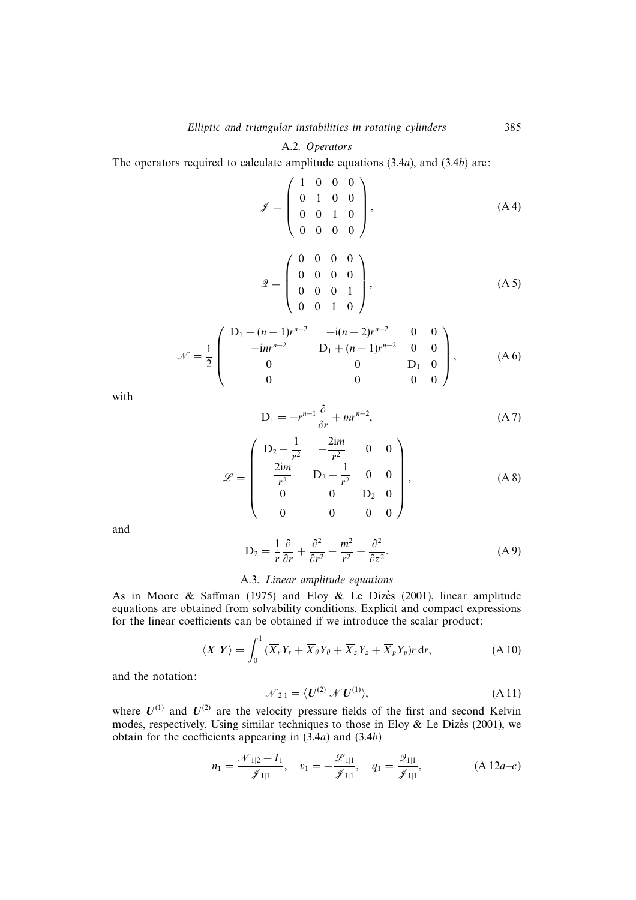### A.2. *Operators*

The operators required to calculate amplitude equations (3.4*a*), and (3.4*b*) are:

$$\mathscr{I} = \begin{pmatrix} 1 & 0 & 0 & 0 \\ 0 & 1 & 0 & 0 \\ 0 & 0 & 1 & 0 \\ 0 & 0 & 0 & 0 \end{pmatrix}, \tag{A 4}$$

$$\mathscr{Q} = \begin{pmatrix} 0 & 0 & 0 & 0 \\ 0 & 0 & 0 & 0 \\ 0 & 0 & 0 & 1 \\ 0 & 0 & 1 & 0 \end{pmatrix}, \tag{A 5}$$

$$\mathscr{N} = \frac{1}{2} \begin{pmatrix} \mathrm{D}_1 - (n-1)r^{n-2} & -\mathrm{i}(n-2)r^{n-2} & 0 & 0 \\ -\mathrm{i}nr^{n-2} & \mathrm{D}_1 + (n-1)r^{n-2} & 0 & 0 \\ 0 & 0 & \mathrm{D}_1 & 0 \\ 0 & 0 & 0 & 0 \end{pmatrix}, \tag{A 6}$$

with

$$\mathrm{D}_1 = -r^{n-1}\frac{\partial}{\partial r} + mr^{n-2}, \tag{A 7}$$

$$\mathscr{L} = \begin{pmatrix} \mathrm{D}_2 - \dfrac{1}{r^2} & -\dfrac{2\mathrm{i}m}{r^2} & 0 & 0 \\ \dfrac{2\mathrm{i}m}{r^2} & \mathrm{D}_2 - \dfrac{1}{r^2} & 0 & 0 \\ 0 & 0 & \mathrm{D}_2 & 0 \\ 0 & 0 & 0 & 0 \end{pmatrix}, \tag{A 8}$$

and

$$\mathrm{D}_2 = \frac{1}{r}\frac{\partial}{\partial r} + \frac{\partial^2}{\partial r^2} - \frac{m^2}{r^2} + \frac{\partial^2}{\partial z^2}. \tag{A 9}$$

### A.3. *Linear amplitude equations*

As in Moore & Saffman (1975) and Eloy & Le Dizès (2001), linear amplitude equations are obtained from solvability conditions. Explicit and compact expressions for the linear coefficients can be obtained if we introduce the scalar product:

$$\langle \boldsymbol{X} | \boldsymbol{Y} \rangle = \int_0^1 (\overline{X}_r Y_r + \overline{X}_\theta Y_\theta + \overline{X}_z Y_z + \overline{X}_p Y_p) r \, \mathrm{d}r, \tag{A 10}$$

and the notation:

$$\mathscr{N}_{2|1} = \langle \boldsymbol{U}^{(2)} | \mathscr{N} \boldsymbol{U}^{(1)} \rangle, \tag{A 11}$$

where $\boldsymbol{U}^{(1)}$ and $\boldsymbol{U}^{(2)}$ are the velocity–pressure fields of the first and second Kelvin modes, respectively. Using similar techniques to those in Eloy & Le Dizès (2001), we obtain for the coefficients appearing in (3.4*a*) and (3.4*b*)

$$n_1 = \frac{\overline{\mathscr{N}_{1|2}} - I_1}{\mathscr{I}_{1|1}}, \quad v_1 = -\frac{\mathscr{L}_{1|1}}{\mathscr{I}_{1|1}}, \quad q_1 = \frac{\mathscr{Q}_{1|1}}{\mathscr{I}_{1|1}}, \tag{A 12$a$–$c$}$$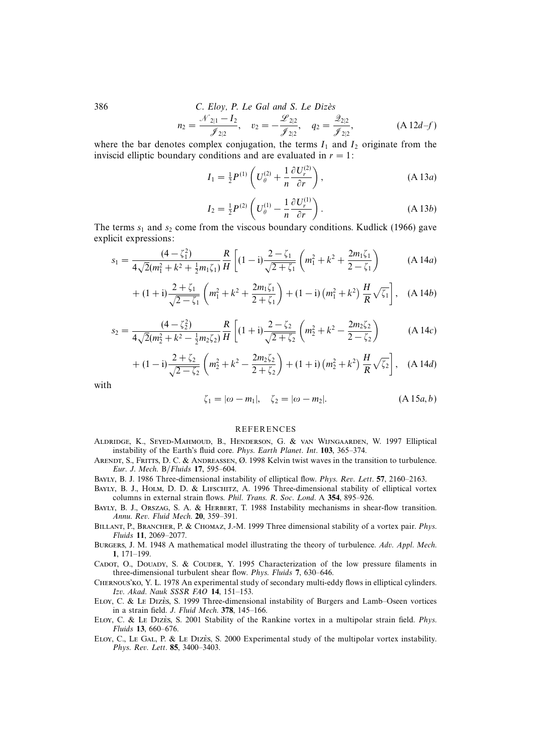$$n_2 = \frac{\mathcal{N}_{2|1} - I_2}{\mathcal{I}_{2|2}}, \quad v_2 = -\frac{\mathcal{L}_{2|2}}{\mathcal{I}_{2|2}}, \quad q_2 = \frac{\mathcal{Q}_{2|2}}{\mathcal{I}_{2|2}}, \tag{A 12d–f}$$

where the bar denotes complex conjugation, the terms $I_1$ and $I_2$ originate from the inviscid elliptic boundary conditions and are evaluated in $r = 1$:

$$I_1 = \tfrac{1}{2} P^{(1)} \left( U_\theta^{(2)} + \frac{1}{n} \frac{\partial U_r^{(2)}}{\partial r} \right), \tag{A 13a}$$

$$I_2 = \tfrac{1}{2} P^{(2)} \left( U_\theta^{(1)} - \frac{1}{n} \frac{\partial U_r^{(1)}}{\partial r} \right). \tag{A 13b}$$

The terms $s_1$ and $s_2$ come from the viscous boundary conditions. Kudlick (1966) gave explicit expressions:

$$s_1 = \frac{(4 - \zeta_1^2)}{4\sqrt{2}(m_1^2 + k^2 + \frac{1}{2} m_1 \zeta_1)} \frac{R}{H} \left[ (1 - \mathrm{i}) \frac{2 - \zeta_1}{\sqrt{2 + \zeta_1}} \left( m_1^2 + k^2 + \frac{2 m_1 \zeta_1}{2 - \zeta_1} \right) \right. \tag{A 14a}$$

$$\left. + (1 + \mathrm{i}) \frac{2 + \zeta_1}{\sqrt{2 - \zeta_1}} \left( m_1^2 + k^2 + \frac{2 m_1 \zeta_1}{2 + \zeta_1} \right) + (1 - \mathrm{i}) \left( m_1^2 + k^2 \right) \frac{H}{R} \sqrt{\zeta_1} \right], \tag{A 14b}$$

$$s_2 = \frac{(4 - \zeta_2^2)}{4\sqrt{2}(m_2^2 + k^2 - \frac{1}{2} m_2 \zeta_2)} \frac{R}{H} \left[ (1 + \mathrm{i}) \frac{2 - \zeta_2}{\sqrt{2 + \zeta_2}} \left( m_2^2 + k^2 - \frac{2 m_2 \zeta_2}{2 - \zeta_2} \right) \right. \tag{A 14c}$$

$$\left. + (1 - \mathrm{i}) \frac{2 + \zeta_2}{\sqrt{2 - \zeta_2}} \left( m_2^2 + k^2 - \frac{2 m_2 \zeta_2}{2 + \zeta_2} \right) + (1 + \mathrm{i}) \left( m_2^2 + k^2 \right) \frac{H}{R} \sqrt{\zeta_2} \right], \tag{A 14d}$$

with

$$\zeta_1 = |\omega - m_1|, \quad \zeta_2 = |\omega - m_2|. \tag{A 15a, b}$$

## REFERENCES

Aldridge, K., Seyed-Mahmoud, B., Henderson, G. & van Wijngaarden, W. 1997 Elliptical instability of the Earth's fluid core. *Phys. Earth Planet. Int.* **103**, 365–374.

Arendt, S., Fritts, D. C. & Andreassen, Ø. 1998 Kelvin twist waves in the transition to turbulence. *Eur. J. Mech.* B/*Fluids* **17**, 595–604.

Bayly, B. J. 1986 Three-dimensional instability of elliptical flow. *Phys. Rev. Lett.* **57**, 2160–2163.

Bayly, B. J., Holm, D. D. & Lifschitz, A. 1996 Three-dimensional stability of elliptical vortex columns in external strain flows. *Phil. Trans. R. Soc. Lond.* A **354**, 895–926.

Bayly, B. J., Orszag, S. A. & Herbert, T. 1988 Instability mechanisms in shear-flow transition. *Annu. Rev. Fluid Mech.* **20**, 359–391.

Billant, P., Brancher, P. & Chomaz, J.-M. 1999 Three dimensional stability of a vortex pair. *Phys. Fluids* **11**, 2069–2077.

Burgers, J. M. 1948 A mathematical model illustrating the theory of turbulence. *Adv. Appl. Mech.* **1**, 171–199.

Cadot, O., Douady, S. & Couder, Y. 1995 Characterization of the low pressure filaments in three-dimensional turbulent shear flow. *Phys. Fluids* **7**, 630–646.

Chernous'ko, Y. L. 1978 An experimental study of secondary multi-eddy flows in elliptical cylinders. *Izv. Akad. Nauk SSSR FAO* **14**, 151–153.

Eloy, C. & Le Dizès, S. 1999 Three-dimensional instability of Burgers and Lamb–Oseen vortices in a strain field. *J. Fluid Mech.* **378**, 145–166.

Eloy, C. & Le Dizès, S. 2001 Stability of the Rankine vortex in a multipolar strain field. *Phys. Fluids* **13**, 660–676.

Eloy, C., Le Gal, P. & Le Dizès, S. 2000 Experimental study of the multipolar vortex instability. *Phys. Rev. Lett.* **85**, 3400–3403.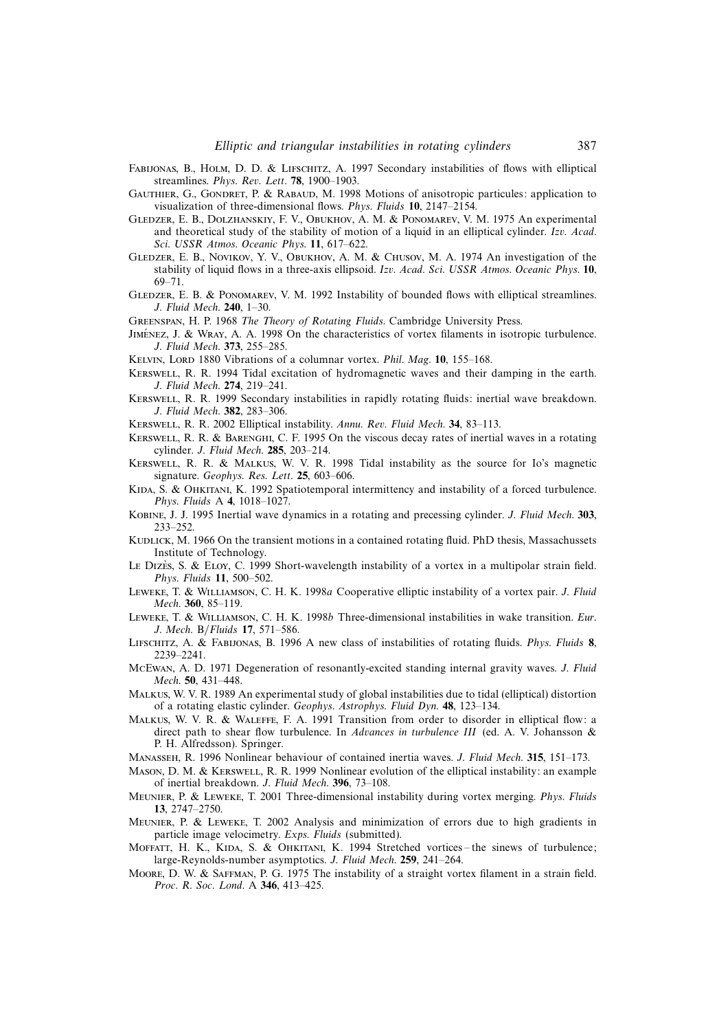Fabijonas, B., Holm, D. D. & Lifschitz, A. 1997 Secondary instabilities of flows with elliptical streamlines. *Phys. Rev. Lett*. **78**, 1900–1903.

Gauthier, G., Gondret, P. & Rabaud, M. 1998 Motions of anisotropic particules: application to visualization of three-dimensional flows. *Phys. Fluids* **10**, 2147–2154.

Gledzer, E. B., Dolzhanskiy, F. V., Obukhov, A. M. & Ponomarev, V. M. 1975 An experimental and theoretical study of the stability of motion of a liquid in an elliptical cylinder. *Izv. Acad. Sci. USSR Atmos. Oceanic Phys*. **11**, 617–622.

Gledzer, E. B., Novikov, Y. V., Obukhov, A. M. & Chusov, M. A. 1974 An investigation of the stability of liquid flows in a three-axis ellipsoid. *Izv. Acad. Sci. USSR Atmos. Oceanic Phys*. **10**, 69–71.

Gledzer, E. B. & Ponomarev, V. M. 1992 Instability of bounded flows with elliptical streamlines. *J. Fluid Mech*. **240**, 1–30.

Greenspan, H. P. 1968 *The Theory of Rotating Fluids*. Cambridge University Press.

Jiménez, J. & Wray, A. A. 1998 On the characteristics of vortex filaments in isotropic turbulence. *J. Fluid Mech*. **373**, 255–285.

Kelvin, Lord 1880 Vibrations of a columnar vortex. *Phil. Mag*. **10**, 155–168.

Kerswell, R. R. 1994 Tidal excitation of hydromagnetic waves and their damping in the earth. *J. Fluid Mech*. **274**, 219–241.

Kerswell, R. R. 1999 Secondary instabilities in rapidly rotating fluids: inertial wave breakdown. *J. Fluid Mech*. **382**, 283–306.

Kerswell, R. R. 2002 Elliptical instability. *Annu. Rev. Fluid Mech*. **34**, 83–113.

Kerswell, R. R. & Barenghi, C. F. 1995 On the viscous decay rates of inertial waves in a rotating cylinder. *J. Fluid Mech*. **285**, 203–214.

Kerswell, R. R. & Malkus, W. V. R. 1998 Tidal instability as the source for Io's magnetic signature. *Geophys. Res. Lett*. **25**, 603–606.

Kida, S. & Ohkitani, K. 1992 Spatiotemporal intermittency and instability of a forced turbulence. *Phys. Fluids* A **4**, 1018–1027.

Kobine, J. J. 1995 Inertial wave dynamics in a rotating and precessing cylinder. *J. Fluid Mech*. **303**, 233–252.

Kudlick, M. 1966 On the transient motions in a contained rotating fluid. PhD thesis, Massachussets Institute of Technology.

Le Dizès, S. & Eloy, C. 1999 Short-wavelength instability of a vortex in a multipolar strain field. *Phys. Fluids* **11**, 500–502.

Leweke, T. & Williamson, C. H. K. 1998*a* Cooperative elliptic instability of a vortex pair. *J. Fluid Mech*. **360**, 85–119.

Leweke, T. & Williamson, C. H. K. 1998*b* Three-dimensional instabilities in wake transition. *Eur. J. Mech.* B/*Fluids* **17**, 571–586.

Lifschitz, A. & Fabijonas, B. 1996 A new class of instabilities of rotating fluids. *Phys. Fluids* **8**, 2239–2241.

McEwan, A. D. 1971 Degeneration of resonantly-excited standing internal gravity waves. *J. Fluid Mech*. **50**, 431–448.

Malkus, W. V. R. 1989 An experimental study of global instabilities due to tidal (elliptical) distortion of a rotating elastic cylinder. *Geophys. Astrophys. Fluid Dyn*. **48**, 123–134.

Malkus, W. V. R. & Waleffe, F. A. 1991 Transition from order to disorder in elliptical flow: a direct path to shear flow turbulence. In *Advances in turbulence III* (ed. A. V. Johansson & P. H. Alfredsson). Springer.

Manasseh, R. 1996 Nonlinear behaviour of contained inertia waves. *J. Fluid Mech*. **315**, 151–173.

Mason, D. M. & Kerswell, R. R. 1999 Nonlinear evolution of the elliptical instability: an example of inertial breakdown. *J. Fluid Mech*. **396**, 73–108.

Meunier, P. & Leweke, T. 2001 Three-dimensional instability during vortex merging. *Phys. Fluids* **13**, 2747–2750.

Meunier, P. & Leweke, T. 2002 Analysis and minimization of errors due to high gradients in particle image velocimetry. *Exps. Fluids* (submitted).

Moffatt, H. K., Kida, S. & Ohkitani, K. 1994 Stretched vortices – the sinews of turbulence; large-Reynolds-number asymptotics. *J. Fluid Mech*. **259**, 241–264.

Moore, D. W. & Saffman, P. G. 1975 The instability of a straight vortex filament in a strain field. *Proc. R. Soc. Lond*. A **346**, 413–425.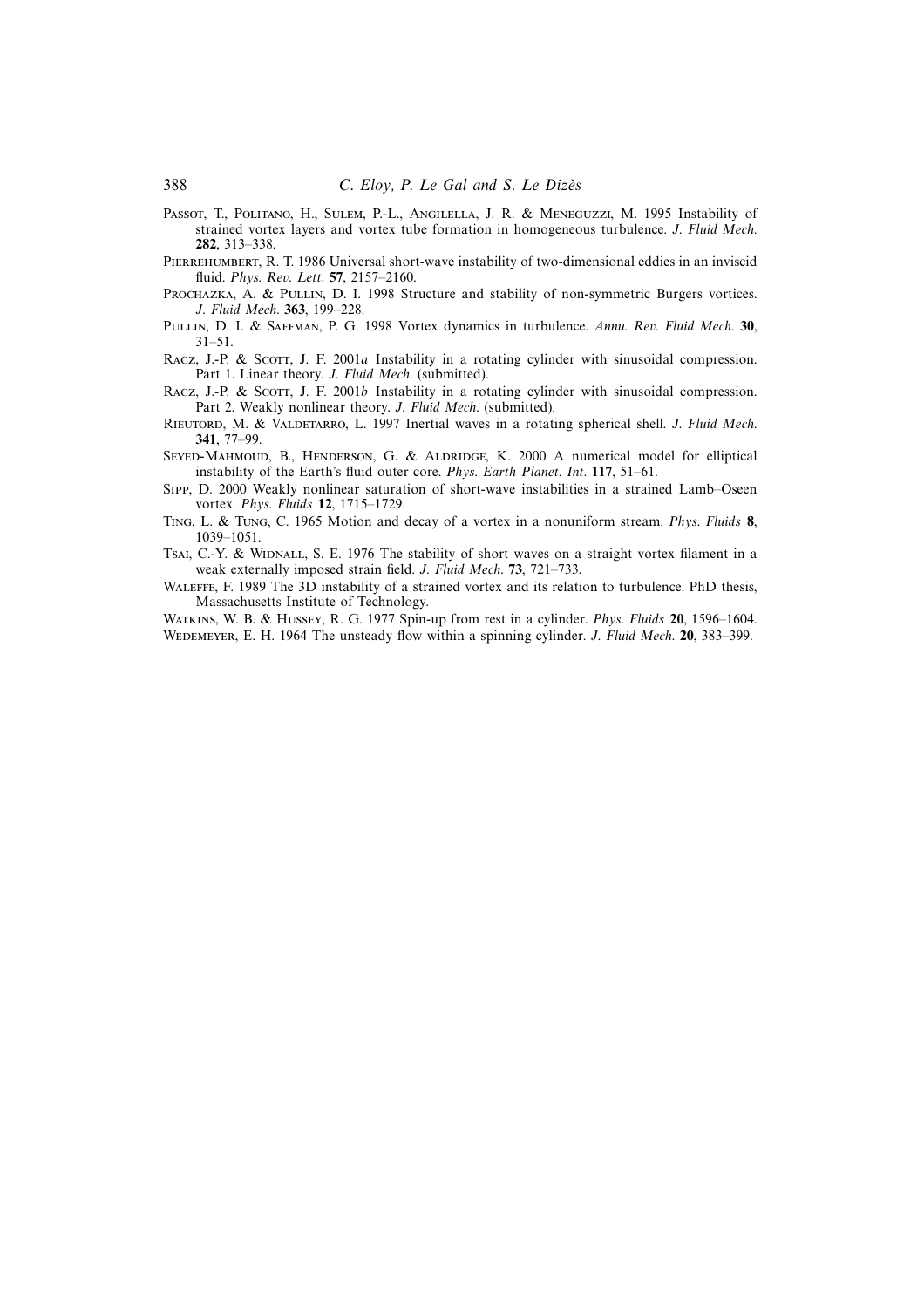Passot, T., Politano, H., Sulem, P.-L., Angilella, J. R. & Meneguzzi, M. 1995 Instability of strained vortex layers and vortex tube formation in homogeneous turbulence. *J. Fluid Mech.* **282**, 313–338.

Pierrehumbert, R. T. 1986 Universal short-wave instability of two-dimensional eddies in an inviscid fluid. *Phys. Rev. Lett.* **57**, 2157–2160.

Prochazka, A. & Pullin, D. I. 1998 Structure and stability of non-symmetric Burgers vortices. *J. Fluid Mech.* **363**, 199–228.

Pullin, D. I. & Saffman, P. G. 1998 Vortex dynamics in turbulence. *Annu. Rev. Fluid Mech.* **30**, 31–51.

Racz, J.-P. & Scott, J. F. 2001*a* Instability in a rotating cylinder with sinusoidal compression. Part 1. Linear theory. *J. Fluid Mech.* (submitted).

Racz, J.-P. & Scott, J. F. 2001*b* Instability in a rotating cylinder with sinusoidal compression. Part 2. Weakly nonlinear theory. *J. Fluid Mech.* (submitted).

Rieutord, M. & Valdetarro, L. 1997 Inertial waves in a rotating spherical shell. *J. Fluid Mech.* **341**, 77–99.

Seyed-Mahmoud, B., Henderson, G. & Aldridge, K. 2000 A numerical model for elliptical instability of the Earth's fluid outer core. *Phys. Earth Planet. Int.* **117**, 51–61.

Sipp, D. 2000 Weakly nonlinear saturation of short-wave instabilities in a strained Lamb–Oseen vortex. *Phys. Fluids* **12**, 1715–1729.

Ting, L. & Tung, C. 1965 Motion and decay of a vortex in a nonuniform stream. *Phys. Fluids* **8**, 1039–1051.

Tsai, C.-Y. & Widnall, S. E. 1976 The stability of short waves on a straight vortex filament in a weak externally imposed strain field. *J. Fluid Mech.* **73**, 721–733.

Waleffe, F. 1989 The 3D instability of a strained vortex and its relation to turbulence. PhD thesis, Massachusetts Institute of Technology.

Watkins, W. B. & Hussey, R. G. 1977 Spin-up from rest in a cylinder. *Phys. Fluids* **20**, 1596–1604.

Wedemeyer, E. H. 1964 The unsteady flow within a spinning cylinder. *J. Fluid Mech.* **20**, 383–399.